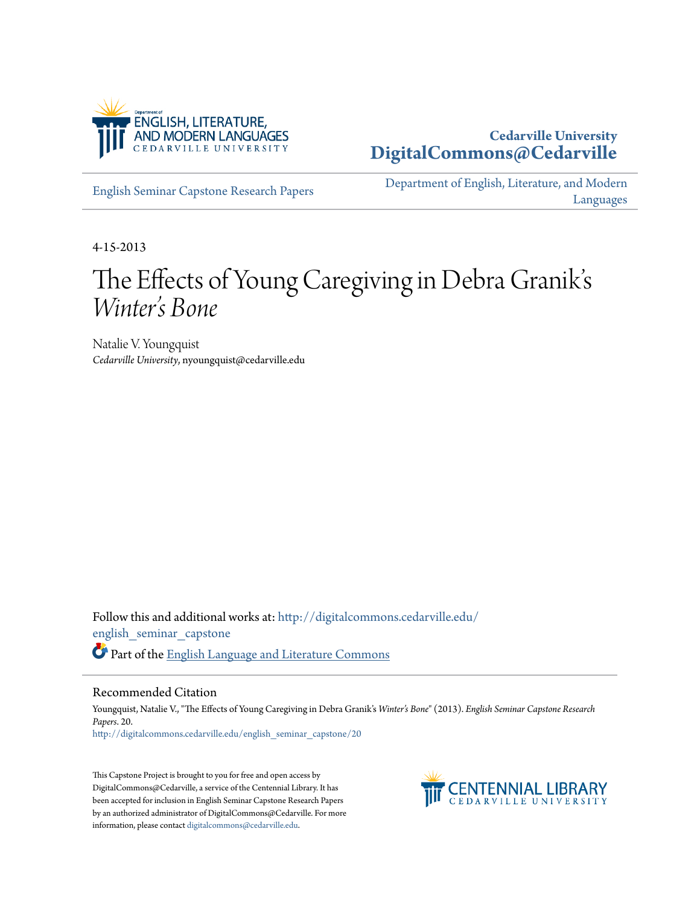Cedarville University
**DigitalCommons@Cedarville**

English Seminar Capstone Research Papers

Department of English, Literature, and Modern Languages

4-15-2013

# The Effects of Young Caregiving in Debra Granik's *Winter's Bone*

Natalie V. Youngquist
*Cedarville University*, nyoungquist@cedarville.edu

Follow this and additional works at: http://digitalcommons.cedarville.edu/english_seminar_capstone

Part of the English Language and Literature Commons

## Recommended Citation

Youngquist, Natalie V., "The Effects of Young Caregiving in Debra Granik's *Winter's Bone*" (2013). *English Seminar Capstone Research Papers*. 20.
http://digitalcommons.cedarville.edu/english_seminar_capstone/20

This Capstone Project is brought to you for free and open access by DigitalCommons@Cedarville, a service of the Centennial Library. It has been accepted for inclusion in English Seminar Capstone Research Papers by an authorized administrator of DigitalCommons@Cedarville. For more information, please contact digitalcommons@cedarville.edu.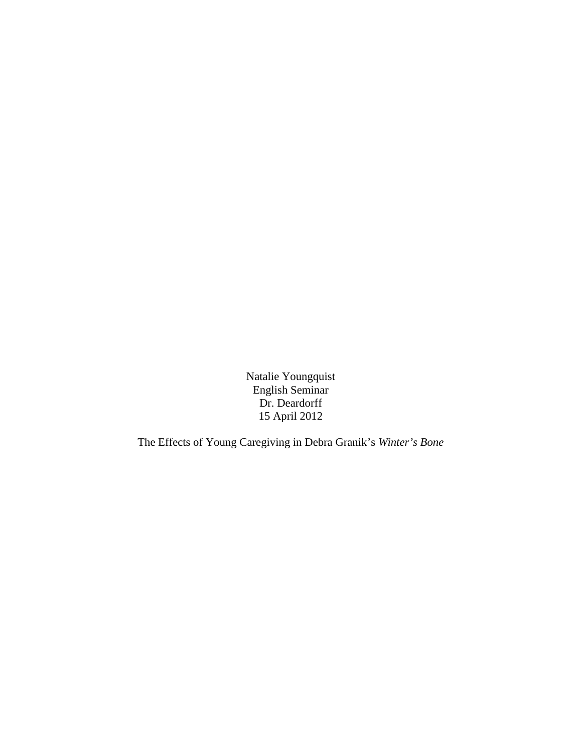Natalie Youngquist
English Seminar
Dr. Deardorff
15 April 2012

The Effects of Young Caregiving in Debra Granik's *Winter's Bone*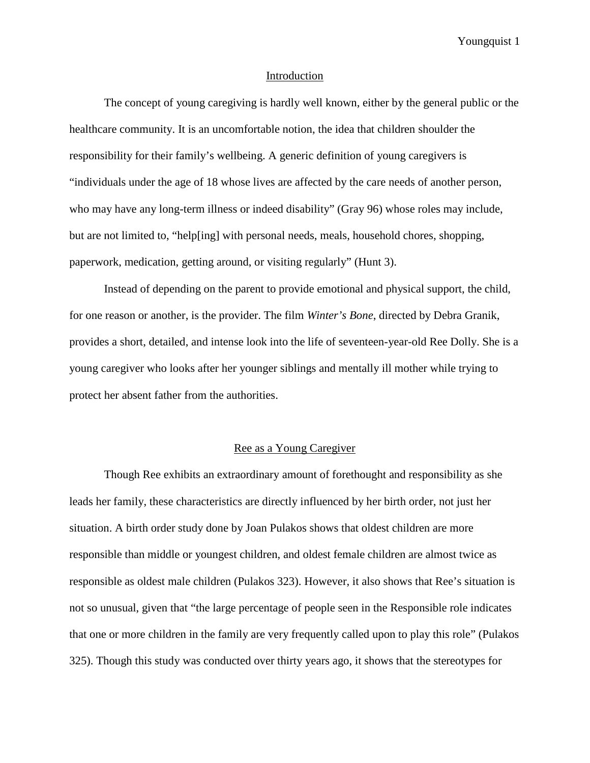## Introduction

The concept of young caregiving is hardly well known, either by the general public or the healthcare community. It is an uncomfortable notion, the idea that children shoulder the responsibility for their family's wellbeing. A generic definition of young caregivers is "individuals under the age of 18 whose lives are affected by the care needs of another person, who may have any long-term illness or indeed disability" (Gray 96) whose roles may include, but are not limited to, "help[ing] with personal needs, meals, household chores, shopping, paperwork, medication, getting around, or visiting regularly" (Hunt 3).

Instead of depending on the parent to provide emotional and physical support, the child, for one reason or another, is the provider. The film *Winter's Bone*, directed by Debra Granik, provides a short, detailed, and intense look into the life of seventeen-year-old Ree Dolly. She is a young caregiver who looks after her younger siblings and mentally ill mother while trying to protect her absent father from the authorities.

## Ree as a Young Caregiver

Though Ree exhibits an extraordinary amount of forethought and responsibility as she leads her family, these characteristics are directly influenced by her birth order, not just her situation. A birth order study done by Joan Pulakos shows that oldest children are more responsible than middle or youngest children, and oldest female children are almost twice as responsible as oldest male children (Pulakos 323). However, it also shows that Ree's situation is not so unusual, given that "the large percentage of people seen in the Responsible role indicates that one or more children in the family are very frequently called upon to play this role" (Pulakos 325). Though this study was conducted over thirty years ago, it shows that the stereotypes for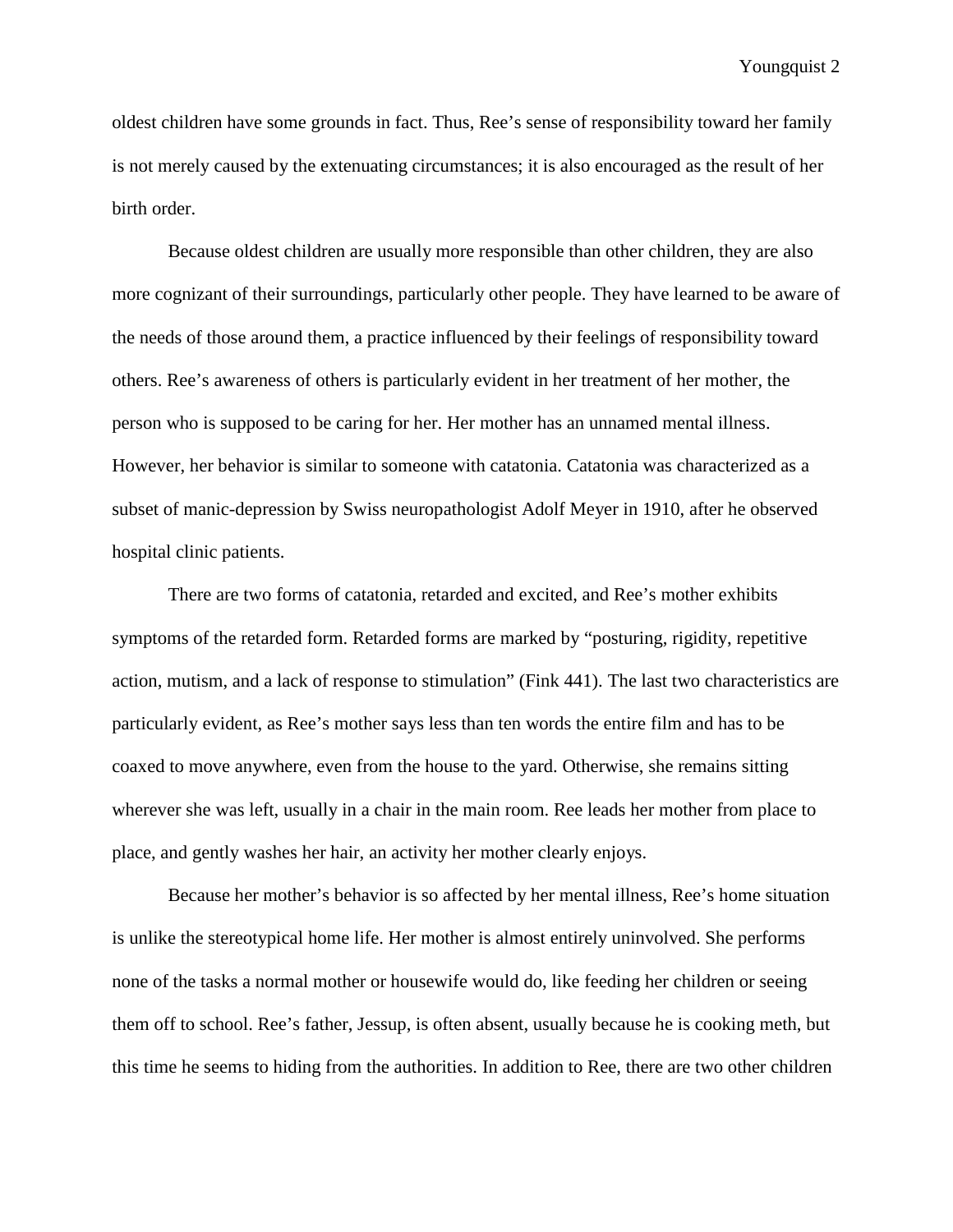oldest children have some grounds in fact. Thus, Ree's sense of responsibility toward her family is not merely caused by the extenuating circumstances; it is also encouraged as the result of her birth order.

Because oldest children are usually more responsible than other children, they are also more cognizant of their surroundings, particularly other people. They have learned to be aware of the needs of those around them, a practice influenced by their feelings of responsibility toward others. Ree's awareness of others is particularly evident in her treatment of her mother, the person who is supposed to be caring for her. Her mother has an unnamed mental illness. However, her behavior is similar to someone with catatonia. Catatonia was characterized as a subset of manic-depression by Swiss neuropathologist Adolf Meyer in 1910, after he observed hospital clinic patients.

There are two forms of catatonia, retarded and excited, and Ree's mother exhibits symptoms of the retarded form. Retarded forms are marked by "posturing, rigidity, repetitive action, mutism, and a lack of response to stimulation" (Fink 441). The last two characteristics are particularly evident, as Ree's mother says less than ten words the entire film and has to be coaxed to move anywhere, even from the house to the yard. Otherwise, she remains sitting wherever she was left, usually in a chair in the main room. Ree leads her mother from place to place, and gently washes her hair, an activity her mother clearly enjoys.

Because her mother's behavior is so affected by her mental illness, Ree's home situation is unlike the stereotypical home life. Her mother is almost entirely uninvolved. She performs none of the tasks a normal mother or housewife would do, like feeding her children or seeing them off to school. Ree's father, Jessup, is often absent, usually because he is cooking meth, but this time he seems to hiding from the authorities. In addition to Ree, there are two other children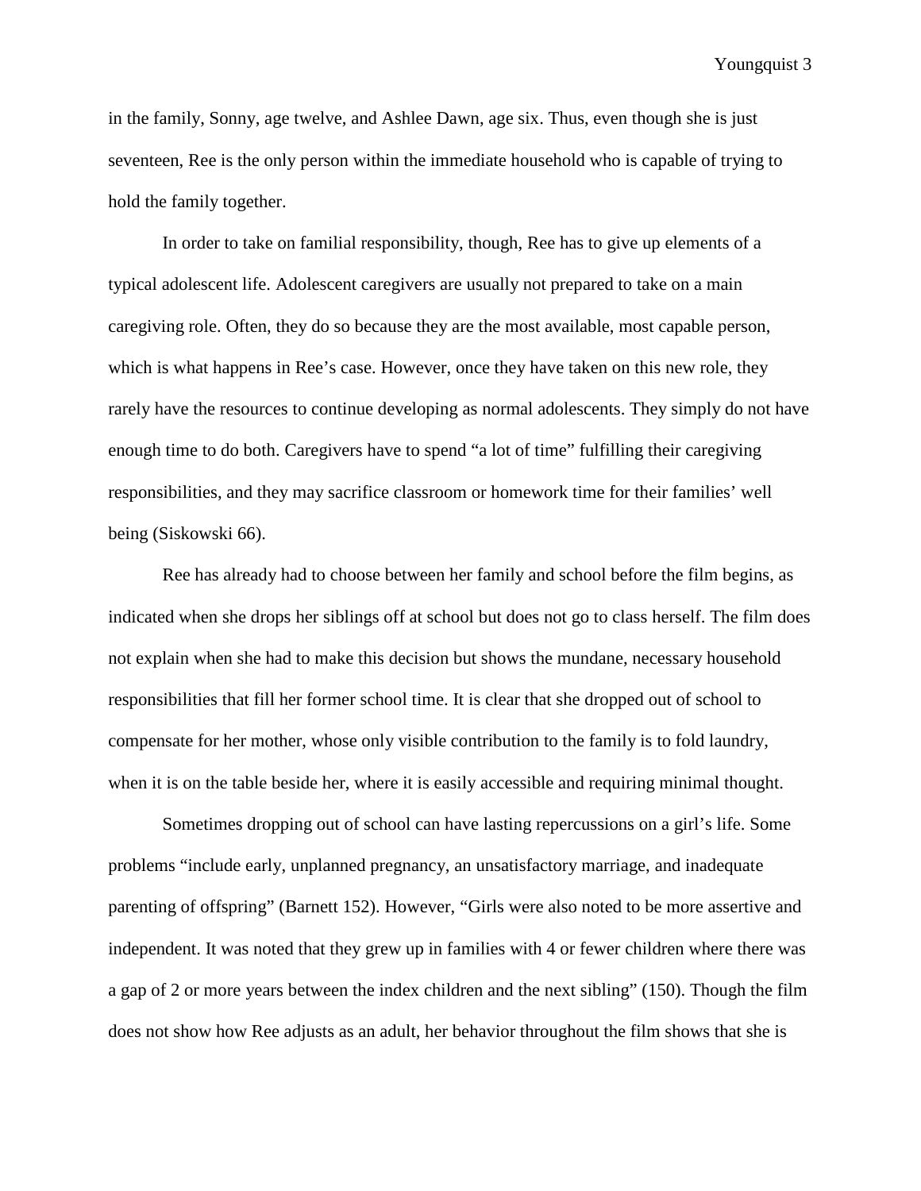in the family, Sonny, age twelve, and Ashlee Dawn, age six. Thus, even though she is just seventeen, Ree is the only person within the immediate household who is capable of trying to hold the family together.

In order to take on familial responsibility, though, Ree has to give up elements of a typical adolescent life. Adolescent caregivers are usually not prepared to take on a main caregiving role. Often, they do so because they are the most available, most capable person, which is what happens in Ree's case. However, once they have taken on this new role, they rarely have the resources to continue developing as normal adolescents. They simply do not have enough time to do both. Caregivers have to spend "a lot of time" fulfilling their caregiving responsibilities, and they may sacrifice classroom or homework time for their families' well being (Siskowski 66).

Ree has already had to choose between her family and school before the film begins, as indicated when she drops her siblings off at school but does not go to class herself. The film does not explain when she had to make this decision but shows the mundane, necessary household responsibilities that fill her former school time. It is clear that she dropped out of school to compensate for her mother, whose only visible contribution to the family is to fold laundry, when it is on the table beside her, where it is easily accessible and requiring minimal thought.

Sometimes dropping out of school can have lasting repercussions on a girl's life. Some problems "include early, unplanned pregnancy, an unsatisfactory marriage, and inadequate parenting of offspring" (Barnett 152). However, "Girls were also noted to be more assertive and independent. It was noted that they grew up in families with 4 or fewer children where there was a gap of 2 or more years between the index children and the next sibling" (150). Though the film does not show how Ree adjusts as an adult, her behavior throughout the film shows that she is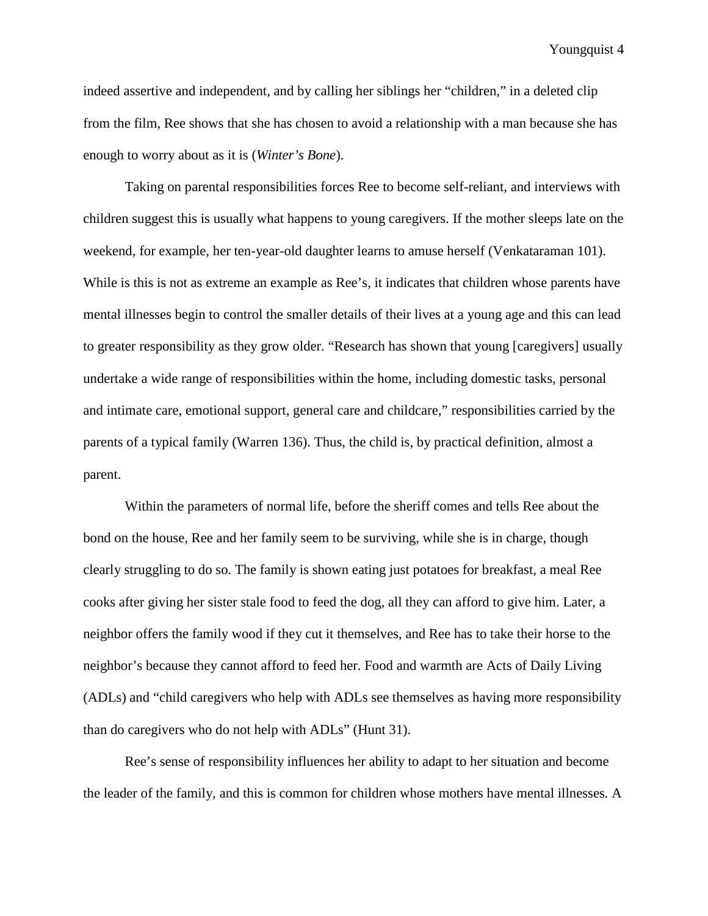indeed assertive and independent, and by calling her siblings her "children," in a deleted clip from the film, Ree shows that she has chosen to avoid a relationship with a man because she has enough to worry about as it is (*Winter's Bone*).

Taking on parental responsibilities forces Ree to become self-reliant, and interviews with children suggest this is usually what happens to young caregivers. If the mother sleeps late on the weekend, for example, her ten-year-old daughter learns to amuse herself (Venkataraman 101). While is this is not as extreme an example as Ree's, it indicates that children whose parents have mental illnesses begin to control the smaller details of their lives at a young age and this can lead to greater responsibility as they grow older. "Research has shown that young [caregivers] usually undertake a wide range of responsibilities within the home, including domestic tasks, personal and intimate care, emotional support, general care and childcare," responsibilities carried by the parents of a typical family (Warren 136). Thus, the child is, by practical definition, almost a parent.

Within the parameters of normal life, before the sheriff comes and tells Ree about the bond on the house, Ree and her family seem to be surviving, while she is in charge, though clearly struggling to do so. The family is shown eating just potatoes for breakfast, a meal Ree cooks after giving her sister stale food to feed the dog, all they can afford to give him. Later, a neighbor offers the family wood if they cut it themselves, and Ree has to take their horse to the neighbor's because they cannot afford to feed her. Food and warmth are Acts of Daily Living (ADLs) and "child caregivers who help with ADLs see themselves as having more responsibility than do caregivers who do not help with ADLs" (Hunt 31).

Ree's sense of responsibility influences her ability to adapt to her situation and become the leader of the family, and this is common for children whose mothers have mental illnesses. A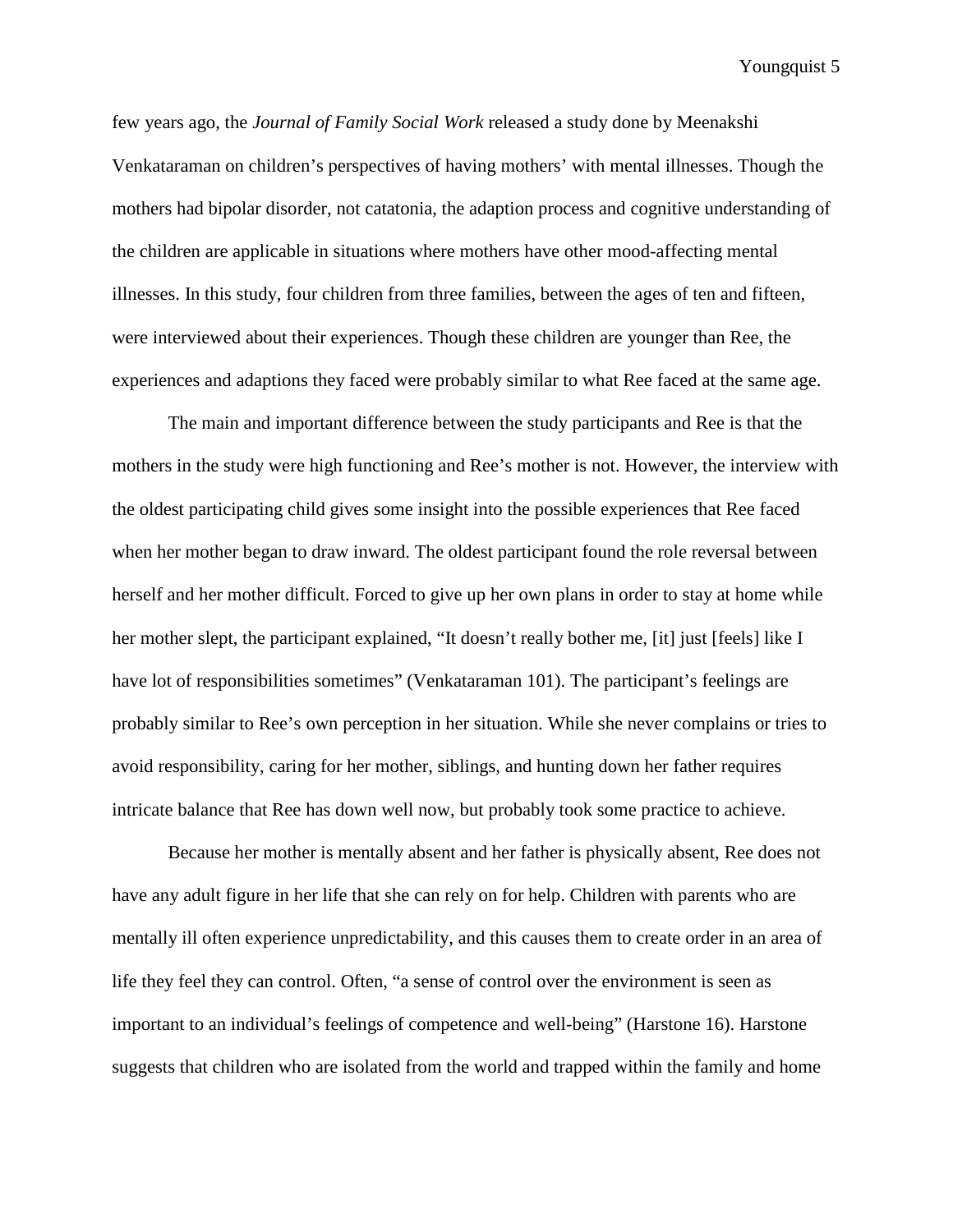few years ago, the *Journal of Family Social Work* released a study done by Meenakshi Venkataraman on children's perspectives of having mothers' with mental illnesses. Though the mothers had bipolar disorder, not catatonia, the adaption process and cognitive understanding of the children are applicable in situations where mothers have other mood-affecting mental illnesses. In this study, four children from three families, between the ages of ten and fifteen, were interviewed about their experiences. Though these children are younger than Ree, the experiences and adaptions they faced were probably similar to what Ree faced at the same age.

The main and important difference between the study participants and Ree is that the mothers in the study were high functioning and Ree's mother is not. However, the interview with the oldest participating child gives some insight into the possible experiences that Ree faced when her mother began to draw inward. The oldest participant found the role reversal between herself and her mother difficult. Forced to give up her own plans in order to stay at home while her mother slept, the participant explained, "It doesn't really bother me, [it] just [feels] like I have lot of responsibilities sometimes" (Venkataraman 101). The participant's feelings are probably similar to Ree's own perception in her situation. While she never complains or tries to avoid responsibility, caring for her mother, siblings, and hunting down her father requires intricate balance that Ree has down well now, but probably took some practice to achieve.

Because her mother is mentally absent and her father is physically absent, Ree does not have any adult figure in her life that she can rely on for help. Children with parents who are mentally ill often experience unpredictability, and this causes them to create order in an area of life they feel they can control. Often, "a sense of control over the environment is seen as important to an individual's feelings of competence and well-being" (Harstone 16). Harstone suggests that children who are isolated from the world and trapped within the family and home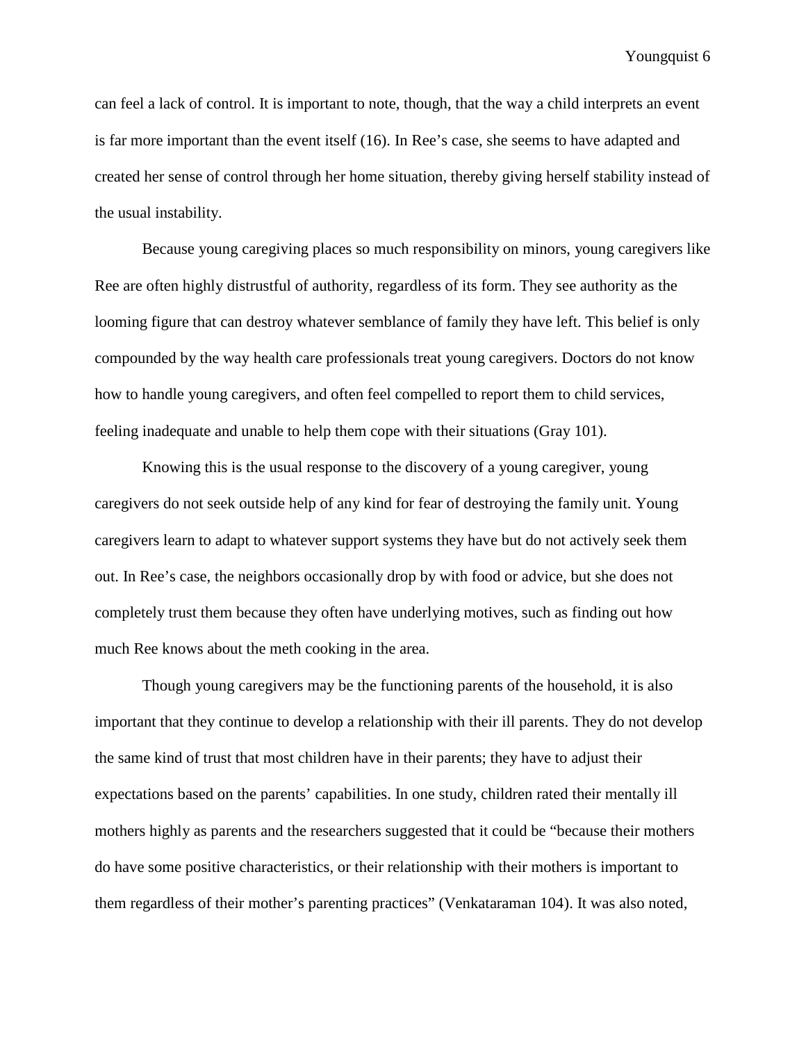can feel a lack of control. It is important to note, though, that the way a child interprets an event is far more important than the event itself (16). In Ree's case, she seems to have adapted and created her sense of control through her home situation, thereby giving herself stability instead of the usual instability.

Because young caregiving places so much responsibility on minors, young caregivers like Ree are often highly distrustful of authority, regardless of its form. They see authority as the looming figure that can destroy whatever semblance of family they have left. This belief is only compounded by the way health care professionals treat young caregivers. Doctors do not know how to handle young caregivers, and often feel compelled to report them to child services, feeling inadequate and unable to help them cope with their situations (Gray 101).

Knowing this is the usual response to the discovery of a young caregiver, young caregivers do not seek outside help of any kind for fear of destroying the family unit. Young caregivers learn to adapt to whatever support systems they have but do not actively seek them out. In Ree's case, the neighbors occasionally drop by with food or advice, but she does not completely trust them because they often have underlying motives, such as finding out how much Ree knows about the meth cooking in the area.

Though young caregivers may be the functioning parents of the household, it is also important that they continue to develop a relationship with their ill parents. They do not develop the same kind of trust that most children have in their parents; they have to adjust their expectations based on the parents' capabilities. In one study, children rated their mentally ill mothers highly as parents and the researchers suggested that it could be "because their mothers do have some positive characteristics, or their relationship with their mothers is important to them regardless of their mother's parenting practices" (Venkataraman 104). It was also noted,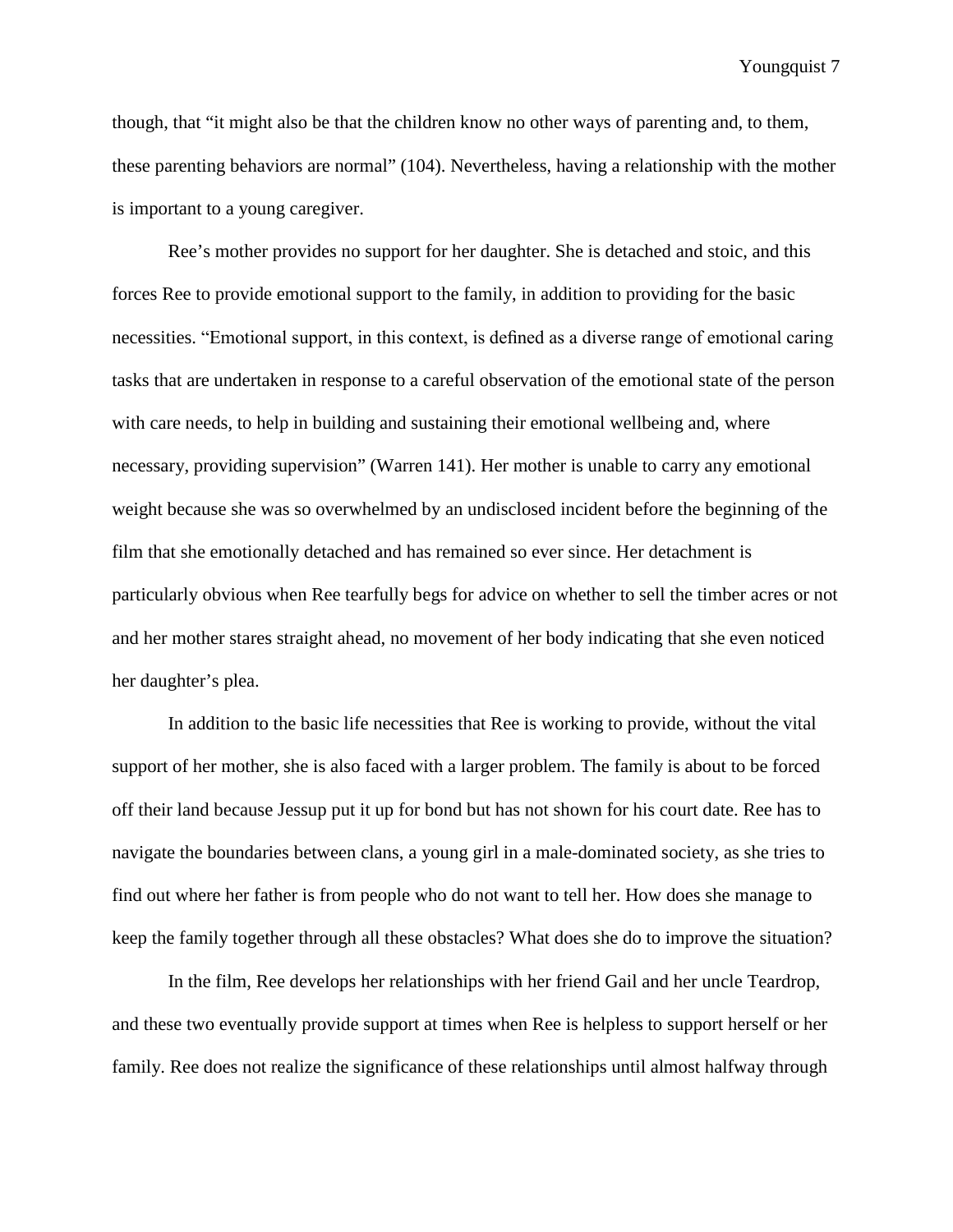though, that "it might also be that the children know no other ways of parenting and, to them, these parenting behaviors are normal" (104). Nevertheless, having a relationship with the mother is important to a young caregiver.

Ree's mother provides no support for her daughter. She is detached and stoic, and this forces Ree to provide emotional support to the family, in addition to providing for the basic necessities. "Emotional support, in this context, is defined as a diverse range of emotional caring tasks that are undertaken in response to a careful observation of the emotional state of the person with care needs, to help in building and sustaining their emotional wellbeing and, where necessary, providing supervision" (Warren 141). Her mother is unable to carry any emotional weight because she was so overwhelmed by an undisclosed incident before the beginning of the film that she emotionally detached and has remained so ever since. Her detachment is particularly obvious when Ree tearfully begs for advice on whether to sell the timber acres or not and her mother stares straight ahead, no movement of her body indicating that she even noticed her daughter's plea.

In addition to the basic life necessities that Ree is working to provide, without the vital support of her mother, she is also faced with a larger problem. The family is about to be forced off their land because Jessup put it up for bond but has not shown for his court date. Ree has to navigate the boundaries between clans, a young girl in a male-dominated society, as she tries to find out where her father is from people who do not want to tell her. How does she manage to keep the family together through all these obstacles? What does she do to improve the situation?

In the film, Ree develops her relationships with her friend Gail and her uncle Teardrop, and these two eventually provide support at times when Ree is helpless to support herself or her family. Ree does not realize the significance of these relationships until almost halfway through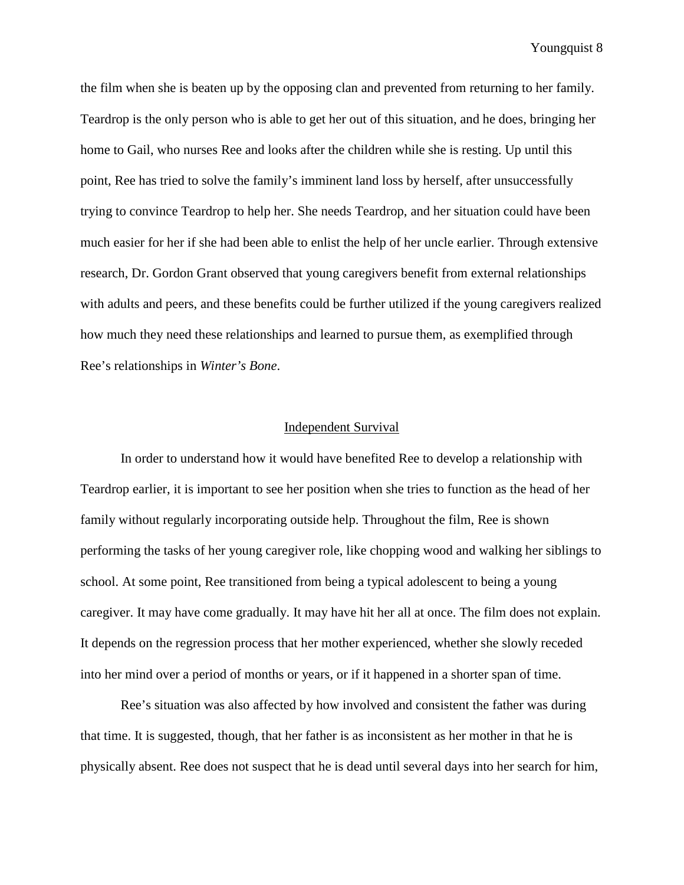the film when she is beaten up by the opposing clan and prevented from returning to her family. Teardrop is the only person who is able to get her out of this situation, and he does, bringing her home to Gail, who nurses Ree and looks after the children while she is resting. Up until this point, Ree has tried to solve the family's imminent land loss by herself, after unsuccessfully trying to convince Teardrop to help her. She needs Teardrop, and her situation could have been much easier for her if she had been able to enlist the help of her uncle earlier. Through extensive research, Dr. Gordon Grant observed that young caregivers benefit from external relationships with adults and peers, and these benefits could be further utilized if the young caregivers realized how much they need these relationships and learned to pursue them, as exemplified through Ree's relationships in *Winter's Bone*.

## Independent Survival

In order to understand how it would have benefited Ree to develop a relationship with Teardrop earlier, it is important to see her position when she tries to function as the head of her family without regularly incorporating outside help. Throughout the film, Ree is shown performing the tasks of her young caregiver role, like chopping wood and walking her siblings to school. At some point, Ree transitioned from being a typical adolescent to being a young caregiver. It may have come gradually. It may have hit her all at once. The film does not explain. It depends on the regression process that her mother experienced, whether she slowly receded into her mind over a period of months or years, or if it happened in a shorter span of time.

Ree's situation was also affected by how involved and consistent the father was during that time. It is suggested, though, that her father is as inconsistent as her mother in that he is physically absent. Ree does not suspect that he is dead until several days into her search for him,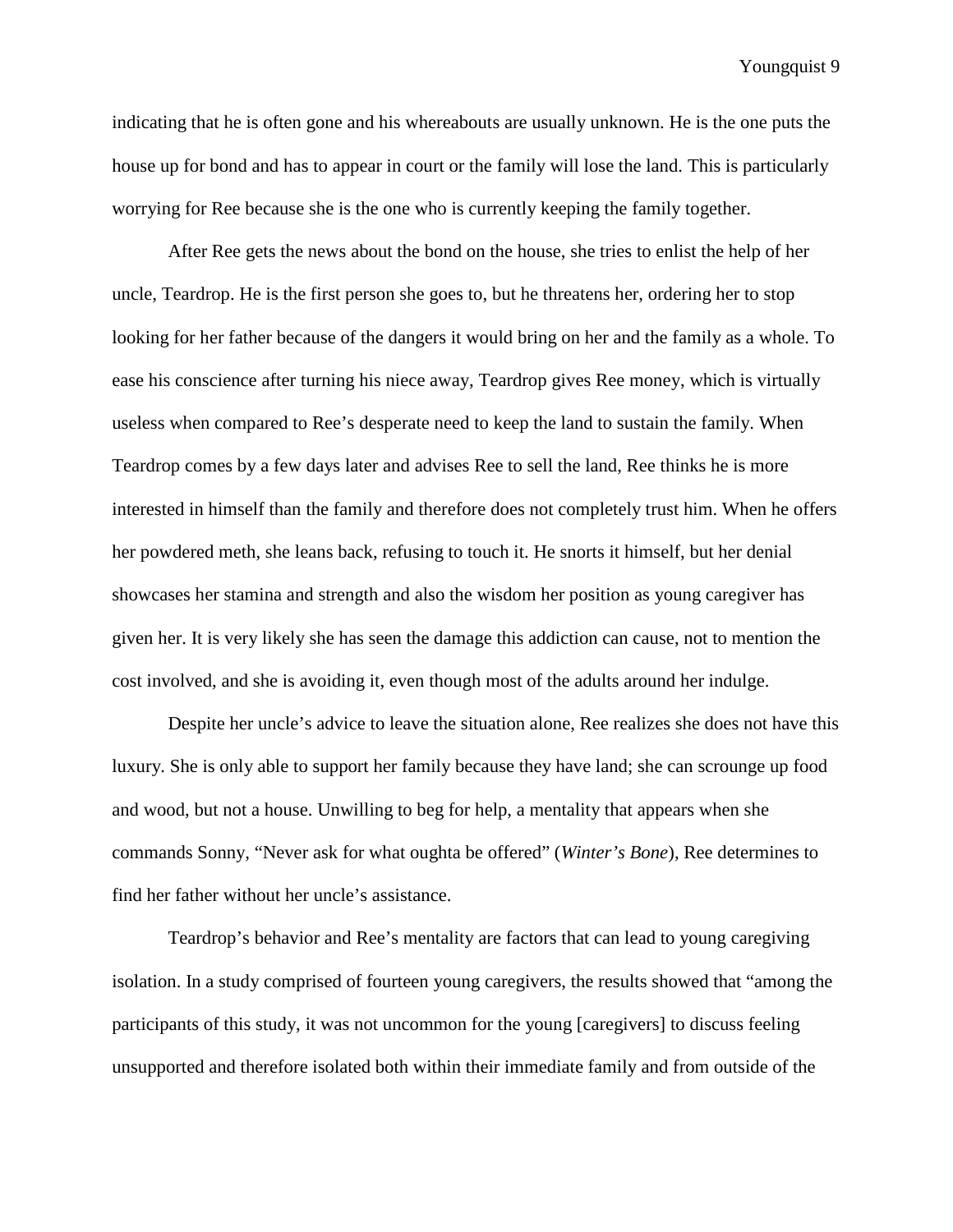indicating that he is often gone and his whereabouts are usually unknown. He is the one puts the house up for bond and has to appear in court or the family will lose the land. This is particularly worrying for Ree because she is the one who is currently keeping the family together.

After Ree gets the news about the bond on the house, she tries to enlist the help of her uncle, Teardrop. He is the first person she goes to, but he threatens her, ordering her to stop looking for her father because of the dangers it would bring on her and the family as a whole. To ease his conscience after turning his niece away, Teardrop gives Ree money, which is virtually useless when compared to Ree's desperate need to keep the land to sustain the family. When Teardrop comes by a few days later and advises Ree to sell the land, Ree thinks he is more interested in himself than the family and therefore does not completely trust him. When he offers her powdered meth, she leans back, refusing to touch it. He snorts it himself, but her denial showcases her stamina and strength and also the wisdom her position as young caregiver has given her. It is very likely she has seen the damage this addiction can cause, not to mention the cost involved, and she is avoiding it, even though most of the adults around her indulge.

Despite her uncle's advice to leave the situation alone, Ree realizes she does not have this luxury. She is only able to support her family because they have land; she can scrounge up food and wood, but not a house. Unwilling to beg for help, a mentality that appears when she commands Sonny, "Never ask for what oughta be offered" (*Winter's Bone*), Ree determines to find her father without her uncle's assistance.

Teardrop's behavior and Ree's mentality are factors that can lead to young caregiving isolation. In a study comprised of fourteen young caregivers, the results showed that "among the participants of this study, it was not uncommon for the young [caregivers] to discuss feeling unsupported and therefore isolated both within their immediate family and from outside of the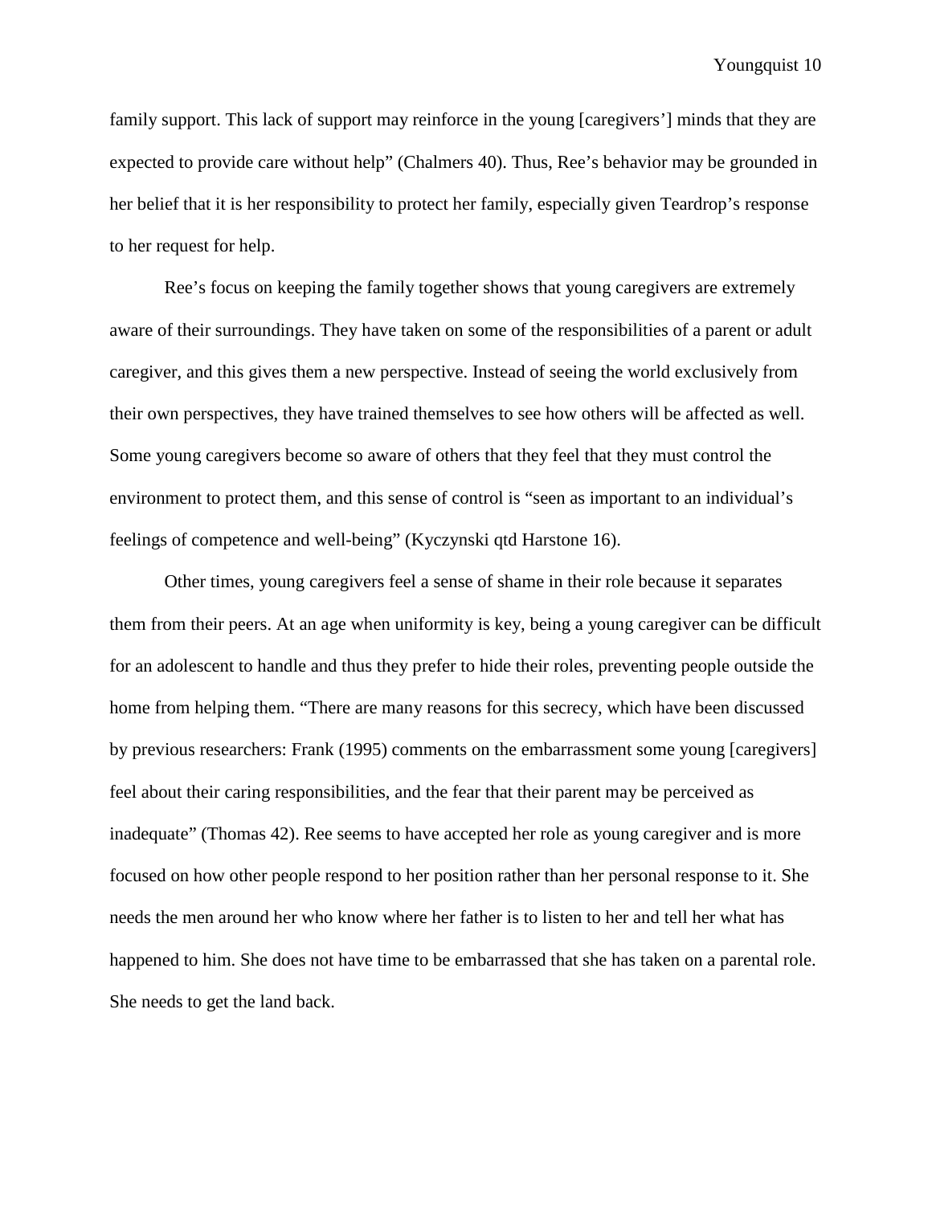family support. This lack of support may reinforce in the young [caregivers'] minds that they are expected to provide care without help" (Chalmers 40). Thus, Ree's behavior may be grounded in her belief that it is her responsibility to protect her family, especially given Teardrop's response to her request for help.

Ree's focus on keeping the family together shows that young caregivers are extremely aware of their surroundings. They have taken on some of the responsibilities of a parent or adult caregiver, and this gives them a new perspective. Instead of seeing the world exclusively from their own perspectives, they have trained themselves to see how others will be affected as well. Some young caregivers become so aware of others that they feel that they must control the environment to protect them, and this sense of control is "seen as important to an individual's feelings of competence and well-being" (Kyczynski qtd Harstone 16).

Other times, young caregivers feel a sense of shame in their role because it separates them from their peers. At an age when uniformity is key, being a young caregiver can be difficult for an adolescent to handle and thus they prefer to hide their roles, preventing people outside the home from helping them. "There are many reasons for this secrecy, which have been discussed by previous researchers: Frank (1995) comments on the embarrassment some young [caregivers] feel about their caring responsibilities, and the fear that their parent may be perceived as inadequate" (Thomas 42). Ree seems to have accepted her role as young caregiver and is more focused on how other people respond to her position rather than her personal response to it. She needs the men around her who know where her father is to listen to her and tell her what has happened to him. She does not have time to be embarrassed that she has taken on a parental role. She needs to get the land back.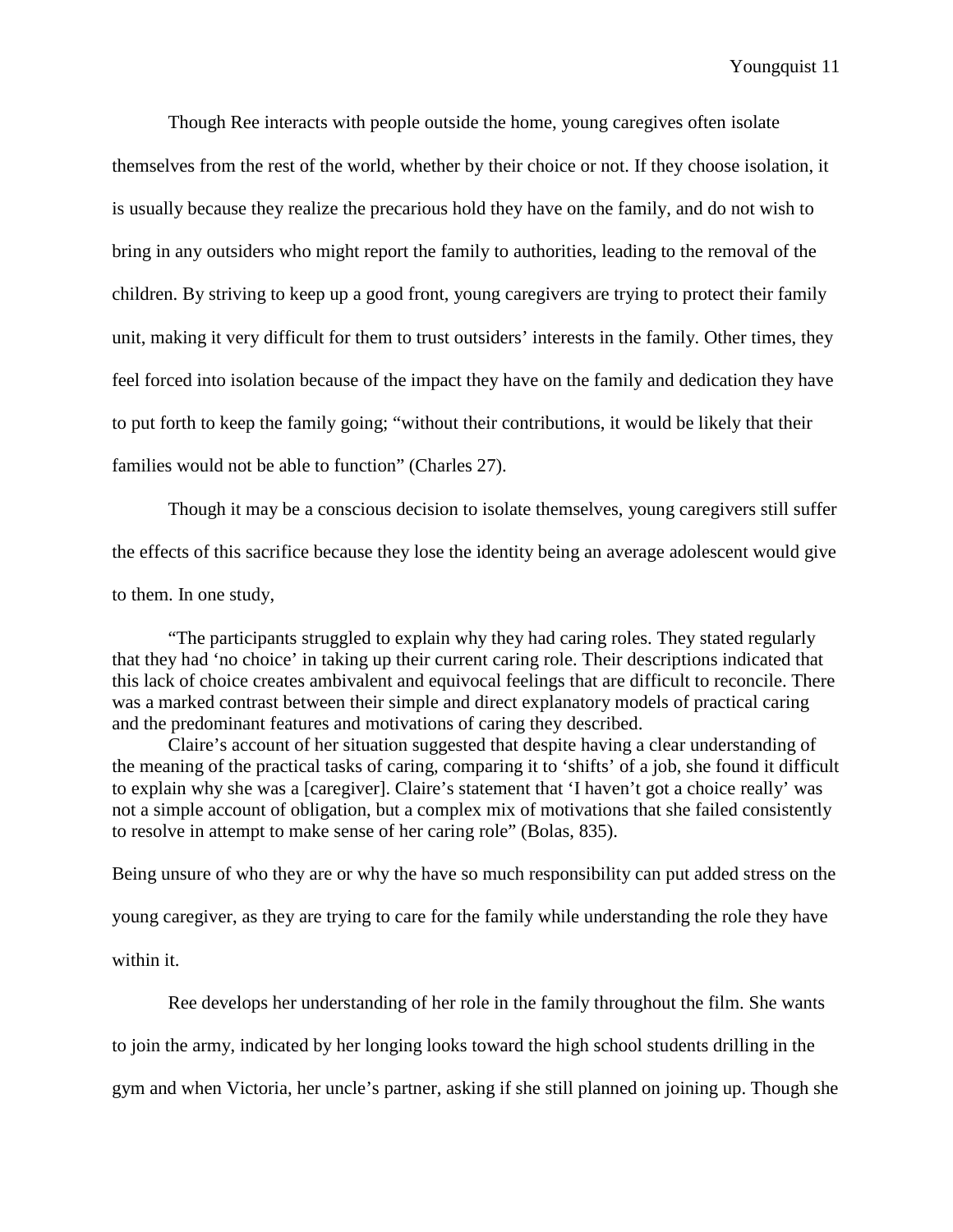Though Ree interacts with people outside the home, young caregives often isolate themselves from the rest of the world, whether by their choice or not. If they choose isolation, it is usually because they realize the precarious hold they have on the family, and do not wish to bring in any outsiders who might report the family to authorities, leading to the removal of the children. By striving to keep up a good front, young caregivers are trying to protect their family unit, making it very difficult for them to trust outsiders' interests in the family. Other times, they feel forced into isolation because of the impact they have on the family and dedication they have to put forth to keep the family going; "without their contributions, it would be likely that their families would not be able to function" (Charles 27).

Though it may be a conscious decision to isolate themselves, young caregivers still suffer the effects of this sacrifice because they lose the identity being an average adolescent would give to them. In one study,

> "The participants struggled to explain why they had caring roles. They stated regularly that they had 'no choice' in taking up their current caring role. Their descriptions indicated that this lack of choice creates ambivalent and equivocal feelings that are difficult to reconcile. There was a marked contrast between their simple and direct explanatory models of practical caring and the predominant features and motivations of caring they described.
>
> Claire's account of her situation suggested that despite having a clear understanding of the meaning of the practical tasks of caring, comparing it to 'shifts' of a job, she found it difficult to explain why she was a [caregiver]. Claire's statement that 'I haven't got a choice really' was not a simple account of obligation, but a complex mix of motivations that she failed consistently to resolve in attempt to make sense of her caring role" (Bolas, 835).

Being unsure of who they are or why the have so much responsibility can put added stress on the young caregiver, as they are trying to care for the family while understanding the role they have within it.

Ree develops her understanding of her role in the family throughout the film. She wants to join the army, indicated by her longing looks toward the high school students drilling in the gym and when Victoria, her uncle's partner, asking if she still planned on joining up. Though she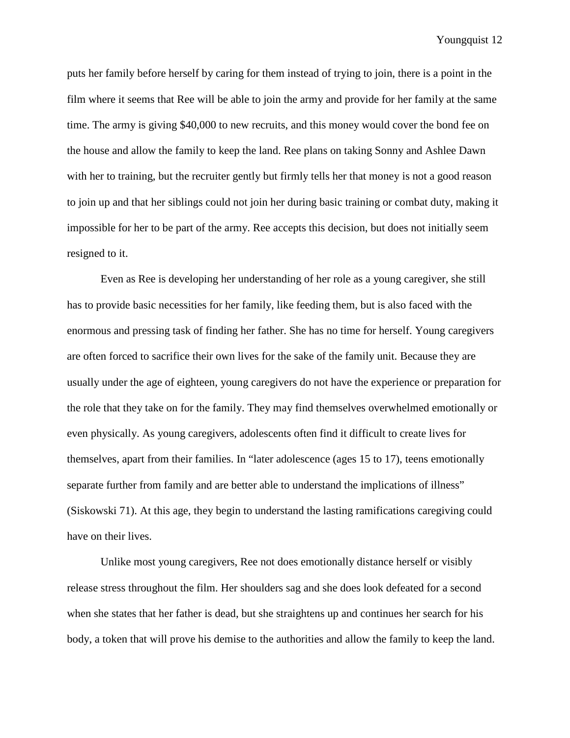puts her family before herself by caring for them instead of trying to join, there is a point in the film where it seems that Ree will be able to join the army and provide for her family at the same time. The army is giving $40,000 to new recruits, and this money would cover the bond fee on the house and allow the family to keep the land. Ree plans on taking Sonny and Ashlee Dawn with her to training, but the recruiter gently but firmly tells her that money is not a good reason to join up and that her siblings could not join her during basic training or combat duty, making it impossible for her to be part of the army. Ree accepts this decision, but does not initially seem resigned to it.

Even as Ree is developing her understanding of her role as a young caregiver, she still has to provide basic necessities for her family, like feeding them, but is also faced with the enormous and pressing task of finding her father. She has no time for herself. Young caregivers are often forced to sacrifice their own lives for the sake of the family unit. Because they are usually under the age of eighteen, young caregivers do not have the experience or preparation for the role that they take on for the family. They may find themselves overwhelmed emotionally or even physically. As young caregivers, adolescents often find it difficult to create lives for themselves, apart from their families. In "later adolescence (ages 15 to 17), teens emotionally separate further from family and are better able to understand the implications of illness" (Siskowski 71). At this age, they begin to understand the lasting ramifications caregiving could have on their lives.

Unlike most young caregivers, Ree not does emotionally distance herself or visibly release stress throughout the film. Her shoulders sag and she does look defeated for a second when she states that her father is dead, but she straightens up and continues her search for his body, a token that will prove his demise to the authorities and allow the family to keep the land.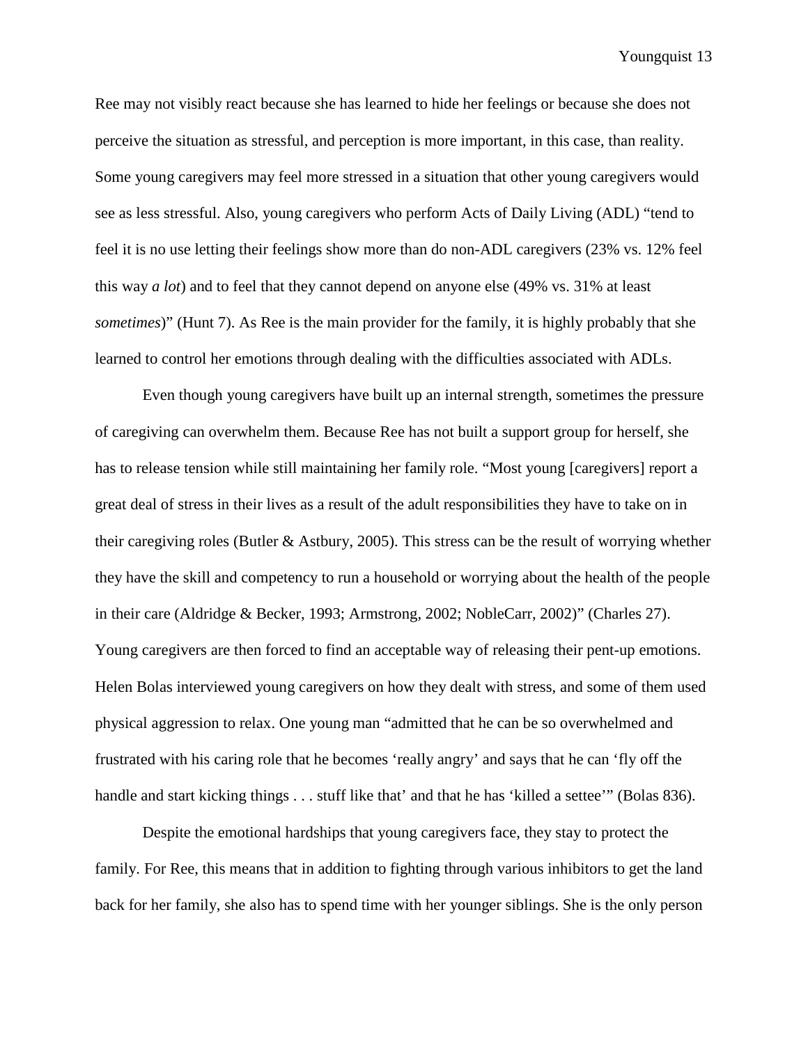Ree may not visibly react because she has learned to hide her feelings or because she does not perceive the situation as stressful, and perception is more important, in this case, than reality. Some young caregivers may feel more stressed in a situation that other young caregivers would see as less stressful. Also, young caregivers who perform Acts of Daily Living (ADL) "tend to feel it is no use letting their feelings show more than do non-ADL caregivers (23% vs. 12% feel this way *a lot*) and to feel that they cannot depend on anyone else (49% vs. 31% at least *sometimes*)" (Hunt 7). As Ree is the main provider for the family, it is highly probably that she learned to control her emotions through dealing with the difficulties associated with ADLs.

Even though young caregivers have built up an internal strength, sometimes the pressure of caregiving can overwhelm them. Because Ree has not built a support group for herself, she has to release tension while still maintaining her family role. "Most young [caregivers] report a great deal of stress in their lives as a result of the adult responsibilities they have to take on in their caregiving roles (Butler & Astbury, 2005). This stress can be the result of worrying whether they have the skill and competency to run a household or worrying about the health of the people in their care (Aldridge & Becker, 1993; Armstrong, 2002; NobleCarr, 2002)" (Charles 27). Young caregivers are then forced to find an acceptable way of releasing their pent-up emotions. Helen Bolas interviewed young caregivers on how they dealt with stress, and some of them used physical aggression to relax. One young man "admitted that he can be so overwhelmed and frustrated with his caring role that he becomes 'really angry' and says that he can 'fly off the handle and start kicking things . . . stuff like that' and that he has 'killed a settee'" (Bolas 836).

Despite the emotional hardships that young caregivers face, they stay to protect the family. For Ree, this means that in addition to fighting through various inhibitors to get the land back for her family, she also has to spend time with her younger siblings. She is the only person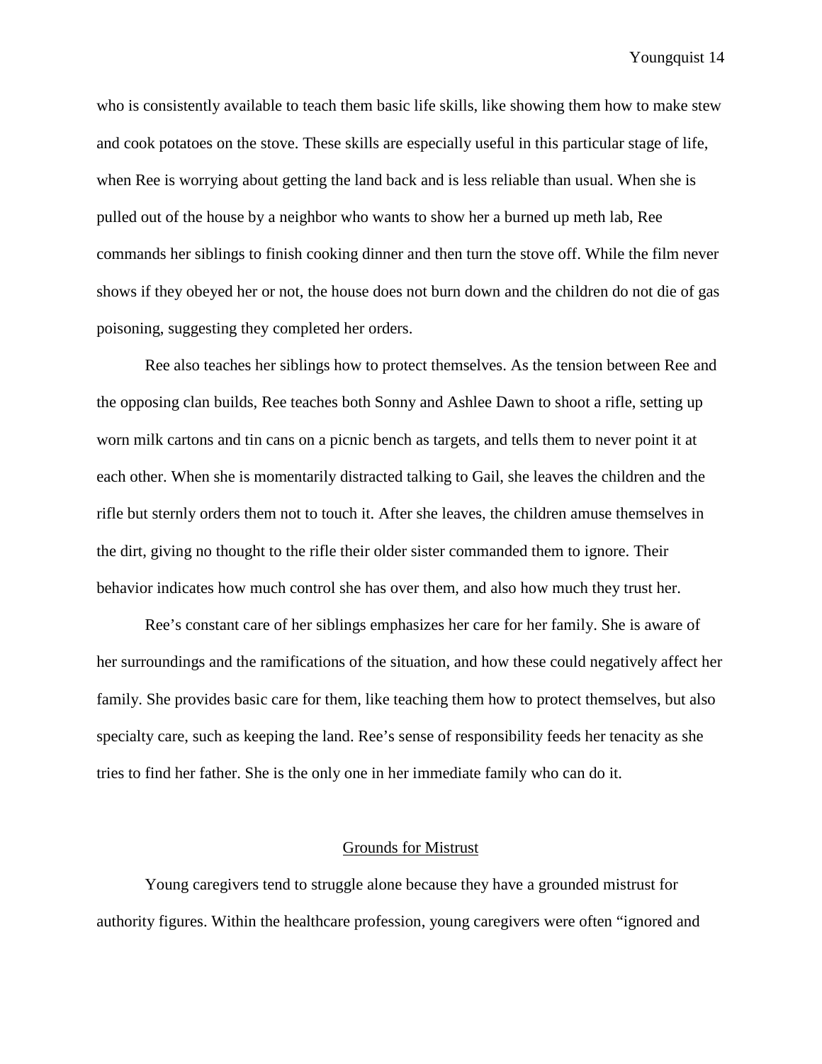who is consistently available to teach them basic life skills, like showing them how to make stew and cook potatoes on the stove. These skills are especially useful in this particular stage of life, when Ree is worrying about getting the land back and is less reliable than usual. When she is pulled out of the house by a neighbor who wants to show her a burned up meth lab, Ree commands her siblings to finish cooking dinner and then turn the stove off. While the film never shows if they obeyed her or not, the house does not burn down and the children do not die of gas poisoning, suggesting they completed her orders.

Ree also teaches her siblings how to protect themselves. As the tension between Ree and the opposing clan builds, Ree teaches both Sonny and Ashlee Dawn to shoot a rifle, setting up worn milk cartons and tin cans on a picnic bench as targets, and tells them to never point it at each other. When she is momentarily distracted talking to Gail, she leaves the children and the rifle but sternly orders them not to touch it. After she leaves, the children amuse themselves in the dirt, giving no thought to the rifle their older sister commanded them to ignore. Their behavior indicates how much control she has over them, and also how much they trust her.

Ree's constant care of her siblings emphasizes her care for her family. She is aware of her surroundings and the ramifications of the situation, and how these could negatively affect her family. She provides basic care for them, like teaching them how to protect themselves, but also specialty care, such as keeping the land. Ree's sense of responsibility feeds her tenacity as she tries to find her father. She is the only one in her immediate family who can do it.

## Grounds for Mistrust

Young caregivers tend to struggle alone because they have a grounded mistrust for authority figures. Within the healthcare profession, young caregivers were often "ignored and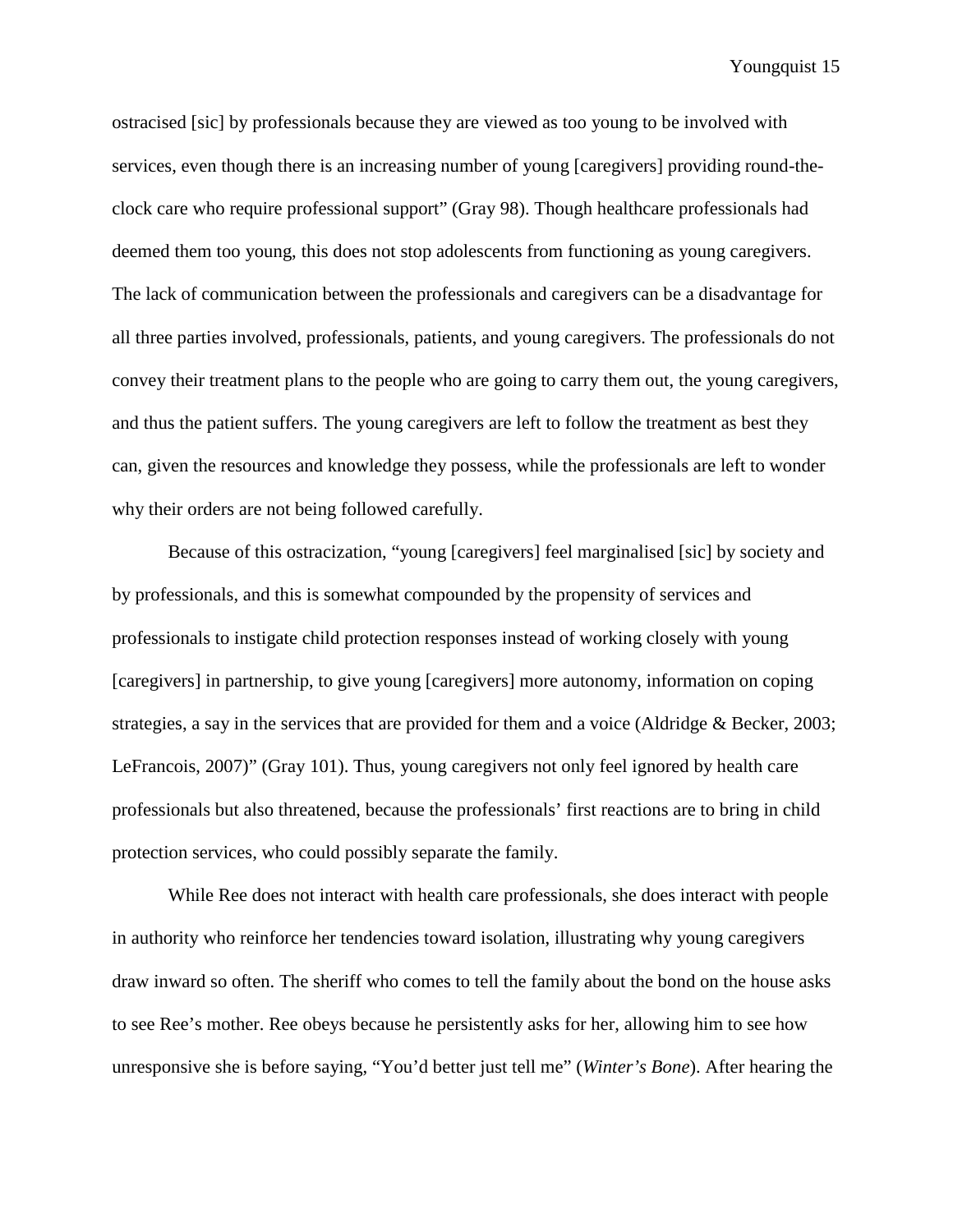ostracised [sic] by professionals because they are viewed as too young to be involved with services, even though there is an increasing number of young [caregivers] providing round-the-clock care who require professional support" (Gray 98). Though healthcare professionals had deemed them too young, this does not stop adolescents from functioning as young caregivers. The lack of communication between the professionals and caregivers can be a disadvantage for all three parties involved, professionals, patients, and young caregivers. The professionals do not convey their treatment plans to the people who are going to carry them out, the young caregivers, and thus the patient suffers. The young caregivers are left to follow the treatment as best they can, given the resources and knowledge they possess, while the professionals are left to wonder why their orders are not being followed carefully.

Because of this ostracization, "young [caregivers] feel marginalised [sic] by society and by professionals, and this is somewhat compounded by the propensity of services and professionals to instigate child protection responses instead of working closely with young [caregivers] in partnership, to give young [caregivers] more autonomy, information on coping strategies, a say in the services that are provided for them and a voice (Aldridge & Becker, 2003; LeFrancois, 2007)" (Gray 101). Thus, young caregivers not only feel ignored by health care professionals but also threatened, because the professionals' first reactions are to bring in child protection services, who could possibly separate the family.

While Ree does not interact with health care professionals, she does interact with people in authority who reinforce her tendencies toward isolation, illustrating why young caregivers draw inward so often. The sheriff who comes to tell the family about the bond on the house asks to see Ree's mother. Ree obeys because he persistently asks for her, allowing him to see how unresponsive she is before saying, "You'd better just tell me" (*Winter's Bone*). After hearing the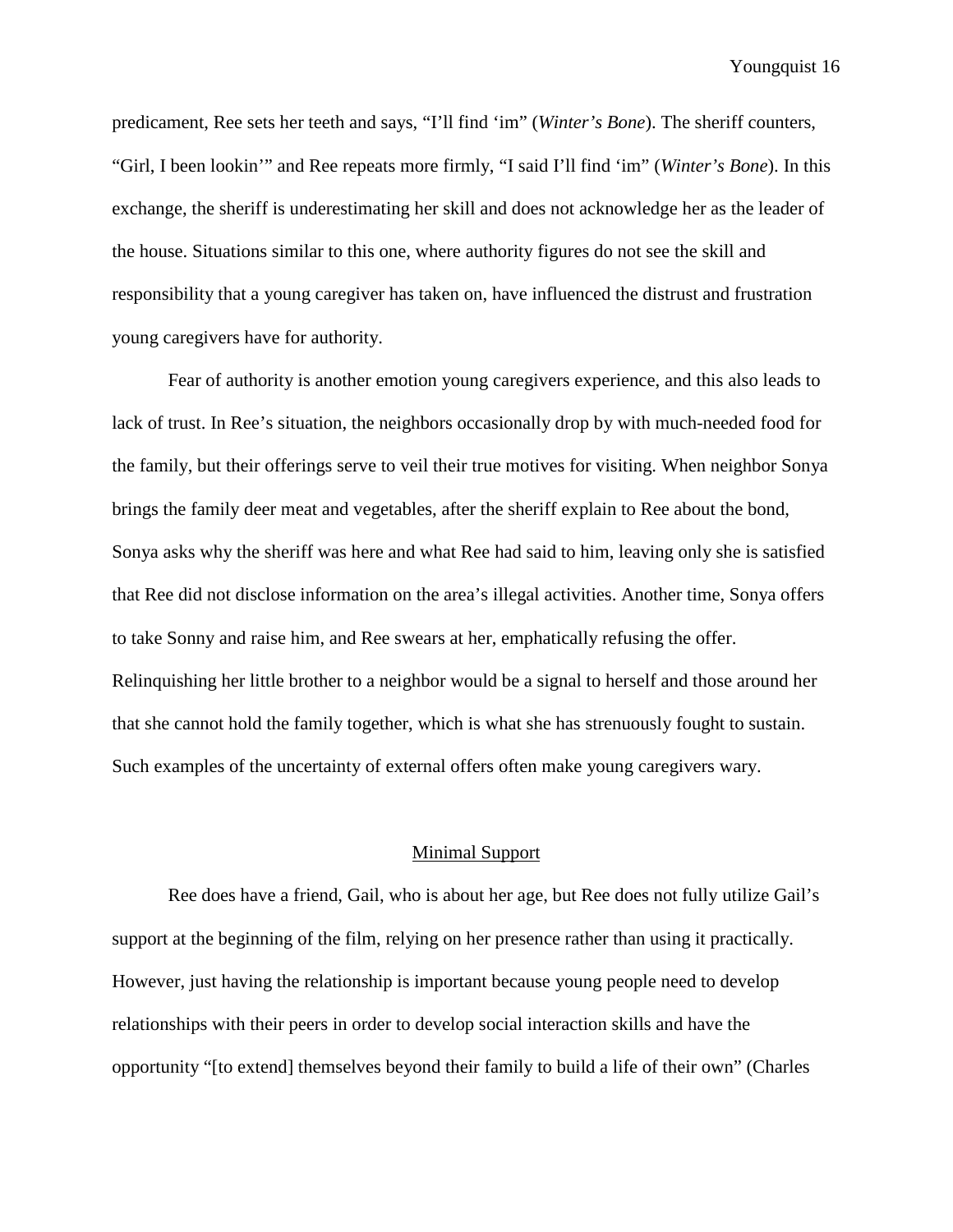predicament, Ree sets her teeth and says, "I'll find 'im" (*Winter's Bone*). The sheriff counters, "Girl, I been lookin'" and Ree repeats more firmly, "I said I'll find 'im" (*Winter's Bone*). In this exchange, the sheriff is underestimating her skill and does not acknowledge her as the leader of the house. Situations similar to this one, where authority figures do not see the skill and responsibility that a young caregiver has taken on, have influenced the distrust and frustration young caregivers have for authority.

Fear of authority is another emotion young caregivers experience, and this also leads to lack of trust. In Ree's situation, the neighbors occasionally drop by with much-needed food for the family, but their offerings serve to veil their true motives for visiting. When neighbor Sonya brings the family deer meat and vegetables, after the sheriff explain to Ree about the bond, Sonya asks why the sheriff was here and what Ree had said to him, leaving only she is satisfied that Ree did not disclose information on the area's illegal activities. Another time, Sonya offers to take Sonny and raise him, and Ree swears at her, emphatically refusing the offer. Relinquishing her little brother to a neighbor would be a signal to herself and those around her that she cannot hold the family together, which is what she has strenuously fought to sustain. Such examples of the uncertainty of external offers often make young caregivers wary.

## Minimal Support

Ree does have a friend, Gail, who is about her age, but Ree does not fully utilize Gail's support at the beginning of the film, relying on her presence rather than using it practically. However, just having the relationship is important because young people need to develop relationships with their peers in order to develop social interaction skills and have the opportunity "[to extend] themselves beyond their family to build a life of their own" (Charles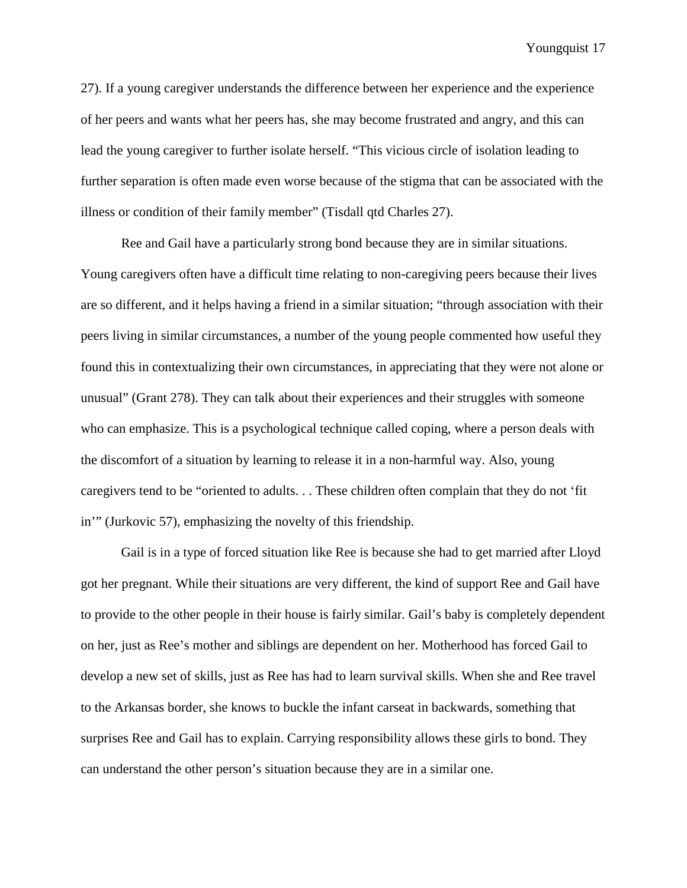27). If a young caregiver understands the difference between her experience and the experience of her peers and wants what her peers has, she may become frustrated and angry, and this can lead the young caregiver to further isolate herself. "This vicious circle of isolation leading to further separation is often made even worse because of the stigma that can be associated with the illness or condition of their family member" (Tisdall qtd Charles 27).

Ree and Gail have a particularly strong bond because they are in similar situations. Young caregivers often have a difficult time relating to non-caregiving peers because their lives are so different, and it helps having a friend in a similar situation; "through association with their peers living in similar circumstances, a number of the young people commented how useful they found this in contextualizing their own circumstances, in appreciating that they were not alone or unusual" (Grant 278). They can talk about their experiences and their struggles with someone who can emphasize. This is a psychological technique called coping, where a person deals with the discomfort of a situation by learning to release it in a non-harmful way. Also, young caregivers tend to be "oriented to adults. . . These children often complain that they do not 'fit in'" (Jurkovic 57), emphasizing the novelty of this friendship.

Gail is in a type of forced situation like Ree is because she had to get married after Lloyd got her pregnant. While their situations are very different, the kind of support Ree and Gail have to provide to the other people in their house is fairly similar. Gail's baby is completely dependent on her, just as Ree's mother and siblings are dependent on her. Motherhood has forced Gail to develop a new set of skills, just as Ree has had to learn survival skills. When she and Ree travel to the Arkansas border, she knows to buckle the infant carseat in backwards, something that surprises Ree and Gail has to explain. Carrying responsibility allows these girls to bond. They can understand the other person's situation because they are in a similar one.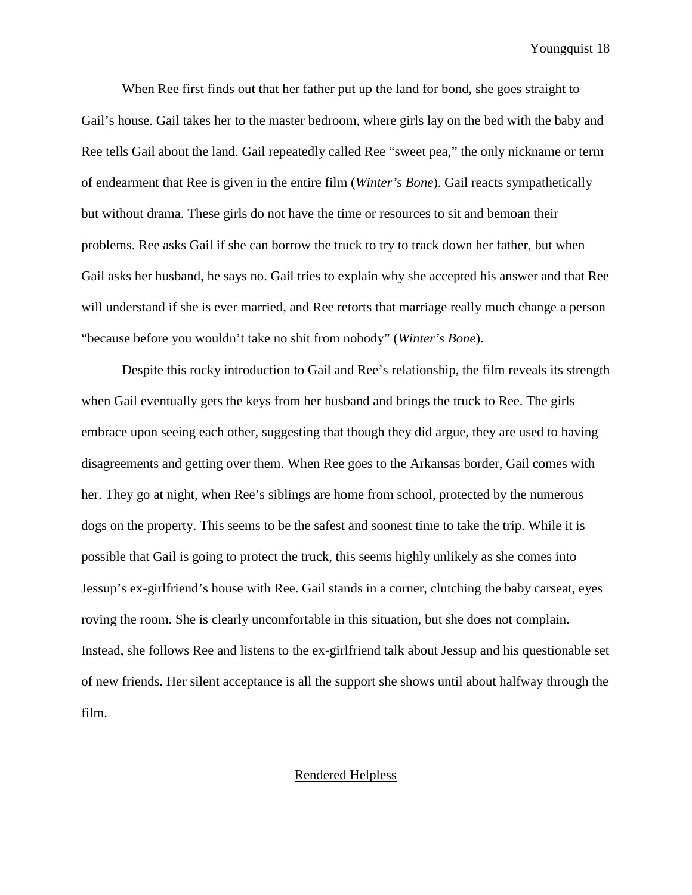When Ree first finds out that her father put up the land for bond, she goes straight to Gail's house. Gail takes her to the master bedroom, where girls lay on the bed with the baby and Ree tells Gail about the land. Gail repeatedly called Ree "sweet pea," the only nickname or term of endearment that Ree is given in the entire film (*Winter's Bone*). Gail reacts sympathetically but without drama. These girls do not have the time or resources to sit and bemoan their problems. Ree asks Gail if she can borrow the truck to try to track down her father, but when Gail asks her husband, he says no. Gail tries to explain why she accepted his answer and that Ree will understand if she is ever married, and Ree retorts that marriage really much change a person "because before you wouldn't take no shit from nobody" (*Winter's Bone*).

Despite this rocky introduction to Gail and Ree's relationship, the film reveals its strength when Gail eventually gets the keys from her husband and brings the truck to Ree. The girls embrace upon seeing each other, suggesting that though they did argue, they are used to having disagreements and getting over them. When Ree goes to the Arkansas border, Gail comes with her. They go at night, when Ree's siblings are home from school, protected by the numerous dogs on the property. This seems to be the safest and soonest time to take the trip. While it is possible that Gail is going to protect the truck, this seems highly unlikely as she comes into Jessup's ex-girlfriend's house with Ree. Gail stands in a corner, clutching the baby carseat, eyes roving the room. She is clearly uncomfortable in this situation, but she does not complain. Instead, she follows Ree and listens to the ex-girlfriend talk about Jessup and his questionable set of new friends. Her silent acceptance is all the support she shows until about halfway through the film.

## Rendered Helpless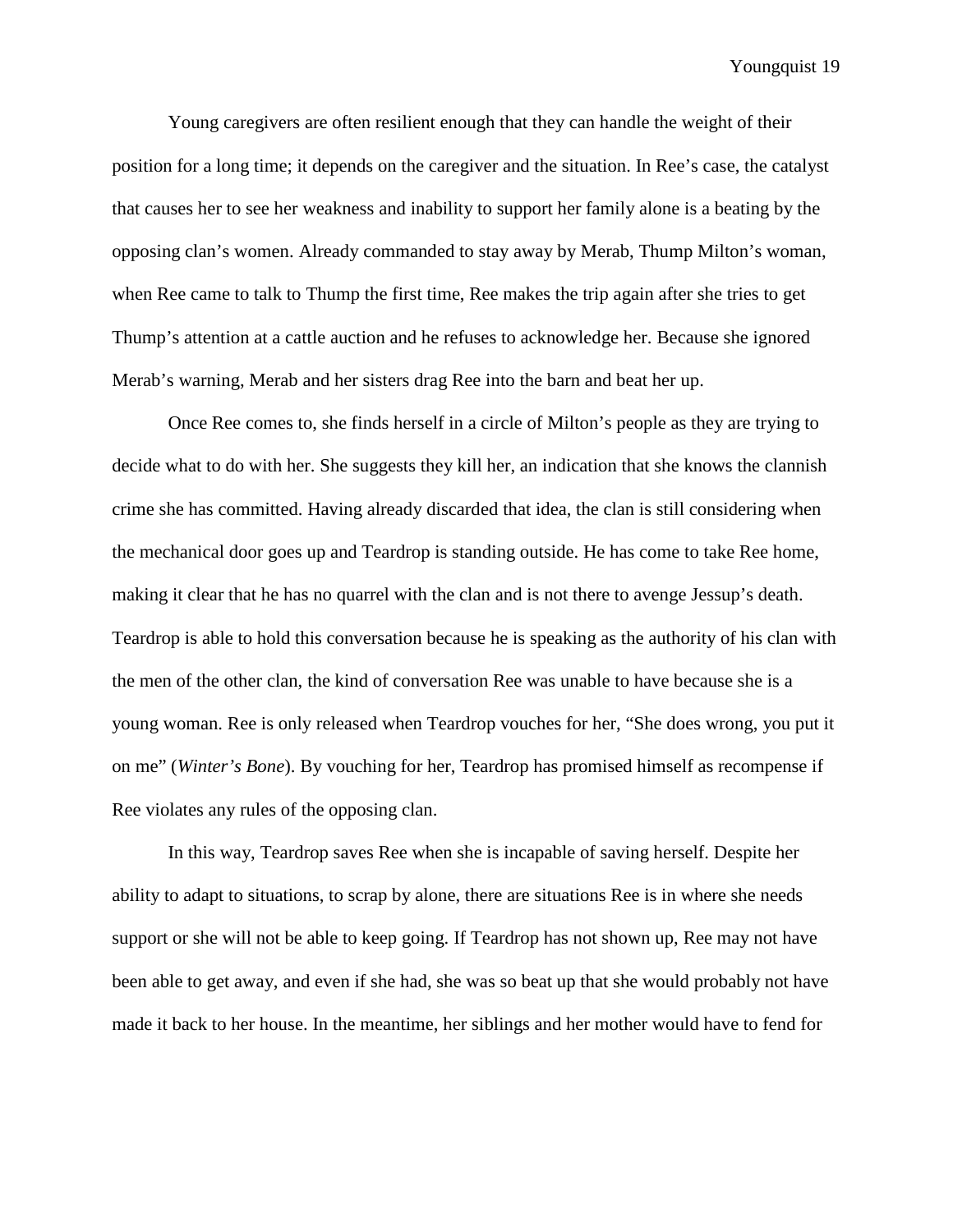Young caregivers are often resilient enough that they can handle the weight of their position for a long time; it depends on the caregiver and the situation. In Ree's case, the catalyst that causes her to see her weakness and inability to support her family alone is a beating by the opposing clan's women. Already commanded to stay away by Merab, Thump Milton's woman, when Ree came to talk to Thump the first time, Ree makes the trip again after she tries to get Thump's attention at a cattle auction and he refuses to acknowledge her. Because she ignored Merab's warning, Merab and her sisters drag Ree into the barn and beat her up.

Once Ree comes to, she finds herself in a circle of Milton's people as they are trying to decide what to do with her. She suggests they kill her, an indication that she knows the clannish crime she has committed. Having already discarded that idea, the clan is still considering when the mechanical door goes up and Teardrop is standing outside. He has come to take Ree home, making it clear that he has no quarrel with the clan and is not there to avenge Jessup's death. Teardrop is able to hold this conversation because he is speaking as the authority of his clan with the men of the other clan, the kind of conversation Ree was unable to have because she is a young woman. Ree is only released when Teardrop vouches for her, "She does wrong, you put it on me" (*Winter's Bone*). By vouching for her, Teardrop has promised himself as recompense if Ree violates any rules of the opposing clan.

In this way, Teardrop saves Ree when she is incapable of saving herself. Despite her ability to adapt to situations, to scrap by alone, there are situations Ree is in where she needs support or she will not be able to keep going. If Teardrop has not shown up, Ree may not have been able to get away, and even if she had, she was so beat up that she would probably not have made it back to her house. In the meantime, her siblings and her mother would have to fend for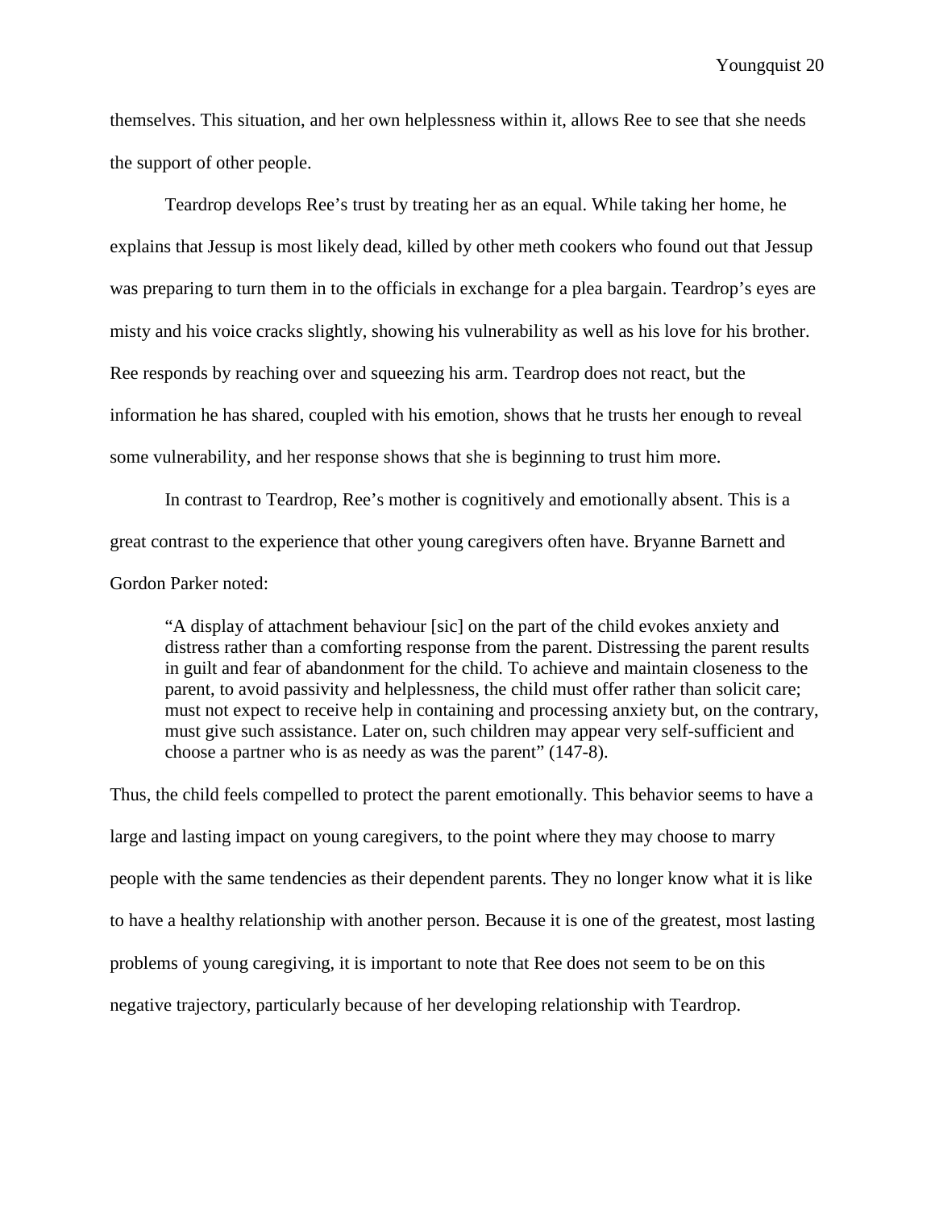themselves. This situation, and her own helplessness within it, allows Ree to see that she needs the support of other people.

Teardrop develops Ree's trust by treating her as an equal. While taking her home, he explains that Jessup is most likely dead, killed by other meth cookers who found out that Jessup was preparing to turn them in to the officials in exchange for a plea bargain. Teardrop's eyes are misty and his voice cracks slightly, showing his vulnerability as well as his love for his brother. Ree responds by reaching over and squeezing his arm. Teardrop does not react, but the information he has shared, coupled with his emotion, shows that he trusts her enough to reveal some vulnerability, and her response shows that she is beginning to trust him more.

In contrast to Teardrop, Ree's mother is cognitively and emotionally absent. This is a great contrast to the experience that other young caregivers often have. Bryanne Barnett and Gordon Parker noted:

> "A display of attachment behaviour [sic] on the part of the child evokes anxiety and distress rather than a comforting response from the parent. Distressing the parent results in guilt and fear of abandonment for the child. To achieve and maintain closeness to the parent, to avoid passivity and helplessness, the child must offer rather than solicit care; must not expect to receive help in containing and processing anxiety but, on the contrary, must give such assistance. Later on, such children may appear very self-sufficient and choose a partner who is as needy as was the parent" (147-8).

Thus, the child feels compelled to protect the parent emotionally. This behavior seems to have a large and lasting impact on young caregivers, to the point where they may choose to marry people with the same tendencies as their dependent parents. They no longer know what it is like to have a healthy relationship with another person. Because it is one of the greatest, most lasting problems of young caregiving, it is important to note that Ree does not seem to be on this negative trajectory, particularly because of her developing relationship with Teardrop.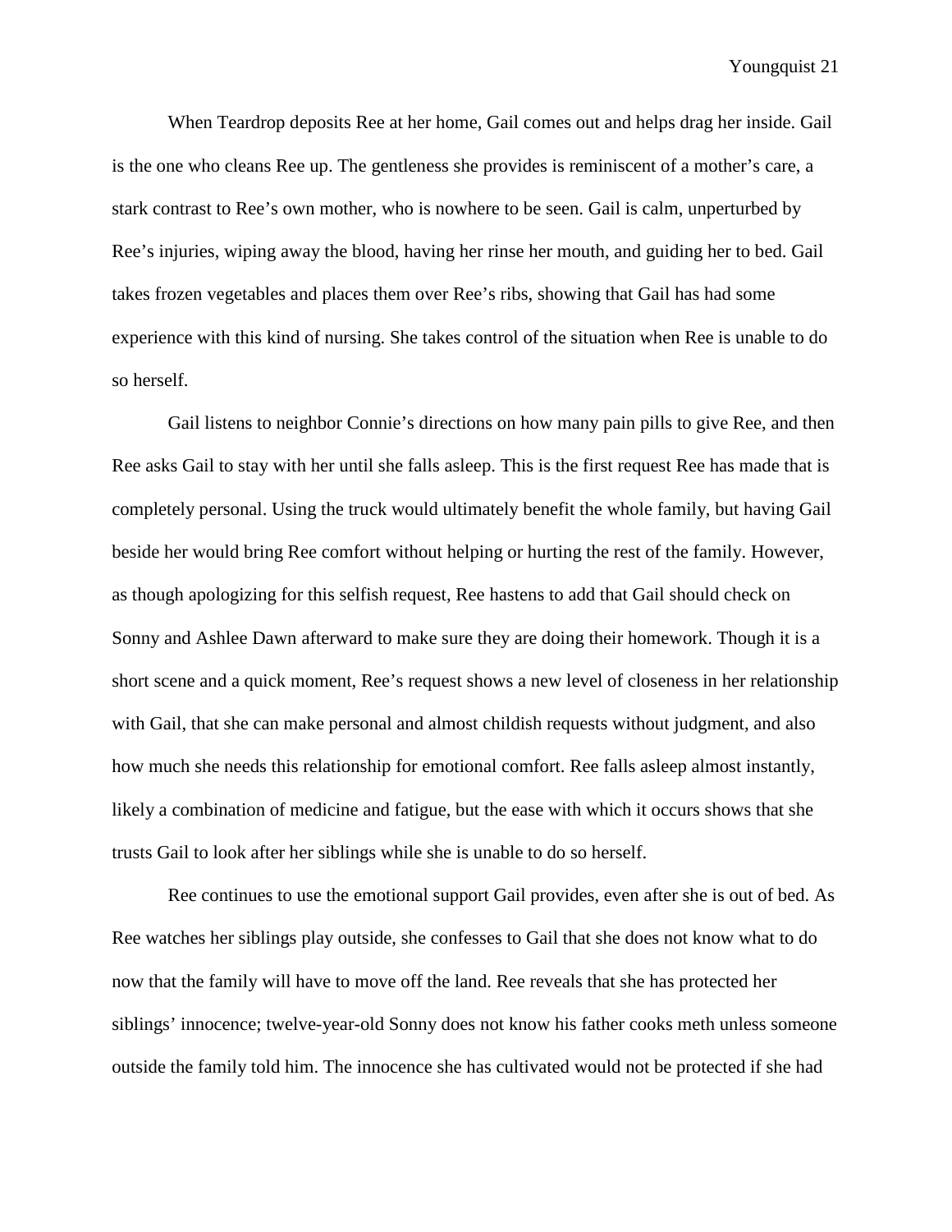When Teardrop deposits Ree at her home, Gail comes out and helps drag her inside. Gail is the one who cleans Ree up. The gentleness she provides is reminiscent of a mother's care, a stark contrast to Ree's own mother, who is nowhere to be seen. Gail is calm, unperturbed by Ree's injuries, wiping away the blood, having her rinse her mouth, and guiding her to bed. Gail takes frozen vegetables and places them over Ree's ribs, showing that Gail has had some experience with this kind of nursing. She takes control of the situation when Ree is unable to do so herself.

Gail listens to neighbor Connie's directions on how many pain pills to give Ree, and then Ree asks Gail to stay with her until she falls asleep. This is the first request Ree has made that is completely personal. Using the truck would ultimately benefit the whole family, but having Gail beside her would bring Ree comfort without helping or hurting the rest of the family. However, as though apologizing for this selfish request, Ree hastens to add that Gail should check on Sonny and Ashlee Dawn afterward to make sure they are doing their homework. Though it is a short scene and a quick moment, Ree's request shows a new level of closeness in her relationship with Gail, that she can make personal and almost childish requests without judgment, and also how much she needs this relationship for emotional comfort. Ree falls asleep almost instantly, likely a combination of medicine and fatigue, but the ease with which it occurs shows that she trusts Gail to look after her siblings while she is unable to do so herself.

Ree continues to use the emotional support Gail provides, even after she is out of bed. As Ree watches her siblings play outside, she confesses to Gail that she does not know what to do now that the family will have to move off the land. Ree reveals that she has protected her siblings' innocence; twelve-year-old Sonny does not know his father cooks meth unless someone outside the family told him. The innocence she has cultivated would not be protected if she had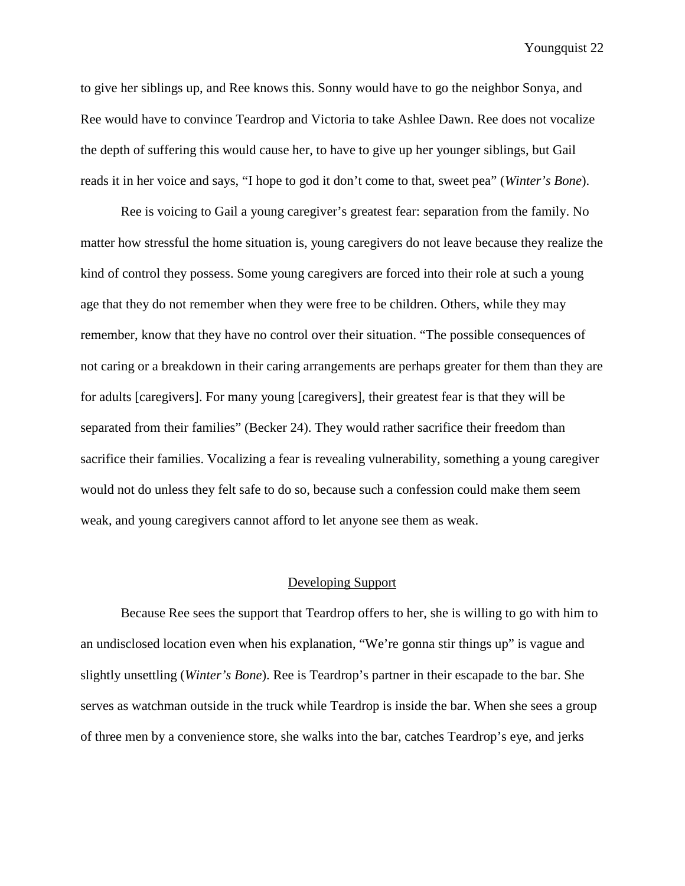to give her siblings up, and Ree knows this. Sonny would have to go the neighbor Sonya, and Ree would have to convince Teardrop and Victoria to take Ashlee Dawn. Ree does not vocalize the depth of suffering this would cause her, to have to give up her younger siblings, but Gail reads it in her voice and says, "I hope to god it don't come to that, sweet pea" (*Winter's Bone*).

Ree is voicing to Gail a young caregiver's greatest fear: separation from the family. No matter how stressful the home situation is, young caregivers do not leave because they realize the kind of control they possess. Some young caregivers are forced into their role at such a young age that they do not remember when they were free to be children. Others, while they may remember, know that they have no control over their situation. "The possible consequences of not caring or a breakdown in their caring arrangements are perhaps greater for them than they are for adults [caregivers]. For many young [caregivers], their greatest fear is that they will be separated from their families" (Becker 24). They would rather sacrifice their freedom than sacrifice their families. Vocalizing a fear is revealing vulnerability, something a young caregiver would not do unless they felt safe to do so, because such a confession could make them seem weak, and young caregivers cannot afford to let anyone see them as weak.

## Developing Support

Because Ree sees the support that Teardrop offers to her, she is willing to go with him to an undisclosed location even when his explanation, "We're gonna stir things up" is vague and slightly unsettling (*Winter's Bone*). Ree is Teardrop's partner in their escapade to the bar. She serves as watchman outside in the truck while Teardrop is inside the bar. When she sees a group of three men by a convenience store, she walks into the bar, catches Teardrop's eye, and jerks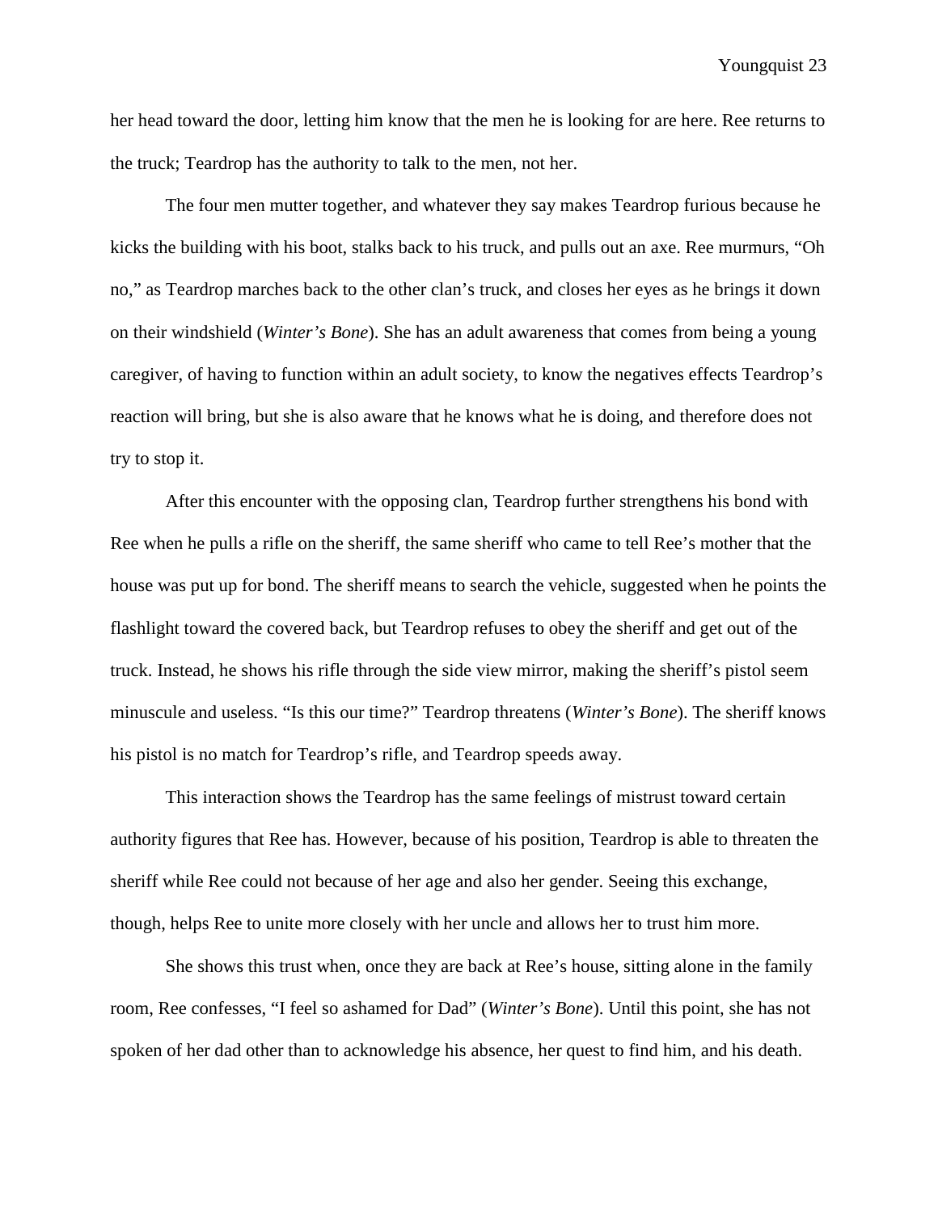her head toward the door, letting him know that the men he is looking for are here. Ree returns to the truck; Teardrop has the authority to talk to the men, not her.

The four men mutter together, and whatever they say makes Teardrop furious because he kicks the building with his boot, stalks back to his truck, and pulls out an axe. Ree murmurs, "Oh no," as Teardrop marches back to the other clan's truck, and closes her eyes as he brings it down on their windshield (*Winter's Bone*). She has an adult awareness that comes from being a young caregiver, of having to function within an adult society, to know the negatives effects Teardrop's reaction will bring, but she is also aware that he knows what he is doing, and therefore does not try to stop it.

After this encounter with the opposing clan, Teardrop further strengthens his bond with Ree when he pulls a rifle on the sheriff, the same sheriff who came to tell Ree's mother that the house was put up for bond. The sheriff means to search the vehicle, suggested when he points the flashlight toward the covered back, but Teardrop refuses to obey the sheriff and get out of the truck. Instead, he shows his rifle through the side view mirror, making the sheriff's pistol seem minuscule and useless. "Is this our time?" Teardrop threatens (*Winter's Bone*). The sheriff knows his pistol is no match for Teardrop's rifle, and Teardrop speeds away.

This interaction shows the Teardrop has the same feelings of mistrust toward certain authority figures that Ree has. However, because of his position, Teardrop is able to threaten the sheriff while Ree could not because of her age and also her gender. Seeing this exchange, though, helps Ree to unite more closely with her uncle and allows her to trust him more.

She shows this trust when, once they are back at Ree's house, sitting alone in the family room, Ree confesses, "I feel so ashamed for Dad" (*Winter's Bone*). Until this point, she has not spoken of her dad other than to acknowledge his absence, her quest to find him, and his death.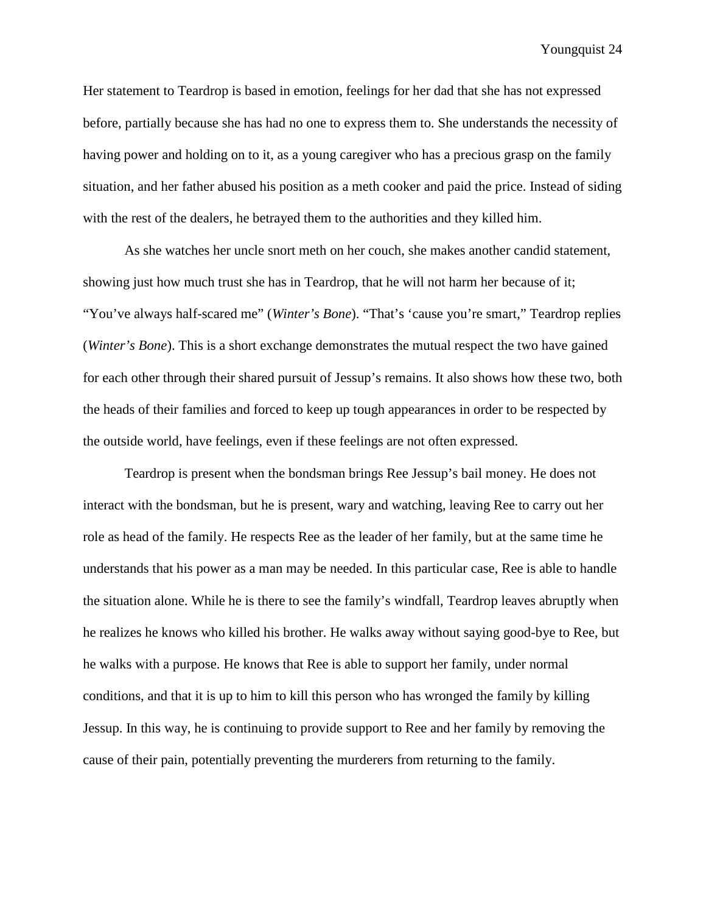Her statement to Teardrop is based in emotion, feelings for her dad that she has not expressed before, partially because she has had no one to express them to. She understands the necessity of having power and holding on to it, as a young caregiver who has a precious grasp on the family situation, and her father abused his position as a meth cooker and paid the price. Instead of siding with the rest of the dealers, he betrayed them to the authorities and they killed him.

As she watches her uncle snort meth on her couch, she makes another candid statement, showing just how much trust she has in Teardrop, that he will not harm her because of it; "You've always half-scared me" (*Winter's Bone*). "That's 'cause you're smart," Teardrop replies (*Winter's Bone*). This is a short exchange demonstrates the mutual respect the two have gained for each other through their shared pursuit of Jessup's remains. It also shows how these two, both the heads of their families and forced to keep up tough appearances in order to be respected by the outside world, have feelings, even if these feelings are not often expressed.

Teardrop is present when the bondsman brings Ree Jessup's bail money. He does not interact with the bondsman, but he is present, wary and watching, leaving Ree to carry out her role as head of the family. He respects Ree as the leader of her family, but at the same time he understands that his power as a man may be needed. In this particular case, Ree is able to handle the situation alone. While he is there to see the family's windfall, Teardrop leaves abruptly when he realizes he knows who killed his brother. He walks away without saying good-bye to Ree, but he walks with a purpose. He knows that Ree is able to support her family, under normal conditions, and that it is up to him to kill this person who has wronged the family by killing Jessup. In this way, he is continuing to provide support to Ree and her family by removing the cause of their pain, potentially preventing the murderers from returning to the family.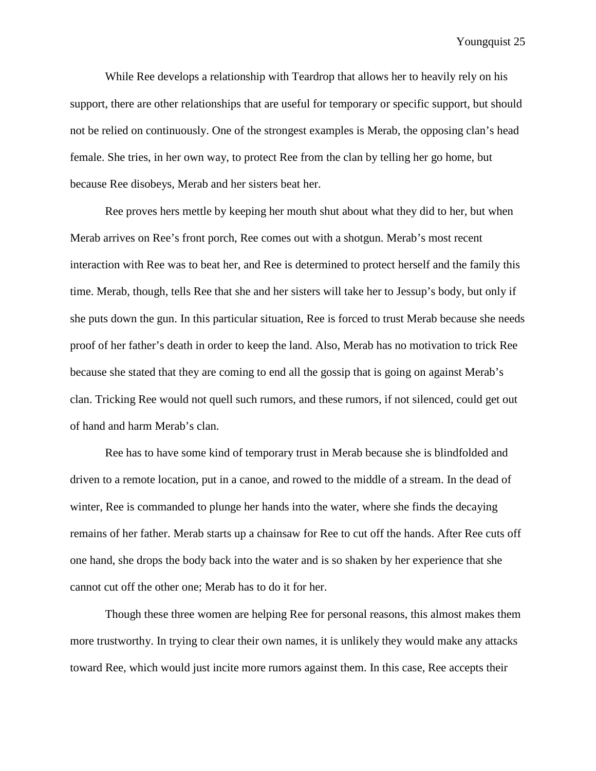While Ree develops a relationship with Teardrop that allows her to heavily rely on his support, there are other relationships that are useful for temporary or specific support, but should not be relied on continuously. One of the strongest examples is Merab, the opposing clan's head female. She tries, in her own way, to protect Ree from the clan by telling her go home, but because Ree disobeys, Merab and her sisters beat her.

Ree proves hers mettle by keeping her mouth shut about what they did to her, but when Merab arrives on Ree's front porch, Ree comes out with a shotgun. Merab's most recent interaction with Ree was to beat her, and Ree is determined to protect herself and the family this time. Merab, though, tells Ree that she and her sisters will take her to Jessup's body, but only if she puts down the gun. In this particular situation, Ree is forced to trust Merab because she needs proof of her father's death in order to keep the land. Also, Merab has no motivation to trick Ree because she stated that they are coming to end all the gossip that is going on against Merab's clan. Tricking Ree would not quell such rumors, and these rumors, if not silenced, could get out of hand and harm Merab's clan.

Ree has to have some kind of temporary trust in Merab because she is blindfolded and driven to a remote location, put in a canoe, and rowed to the middle of a stream. In the dead of winter, Ree is commanded to plunge her hands into the water, where she finds the decaying remains of her father. Merab starts up a chainsaw for Ree to cut off the hands. After Ree cuts off one hand, she drops the body back into the water and is so shaken by her experience that she cannot cut off the other one; Merab has to do it for her.

Though these three women are helping Ree for personal reasons, this almost makes them more trustworthy. In trying to clear their own names, it is unlikely they would make any attacks toward Ree, which would just incite more rumors against them. In this case, Ree accepts their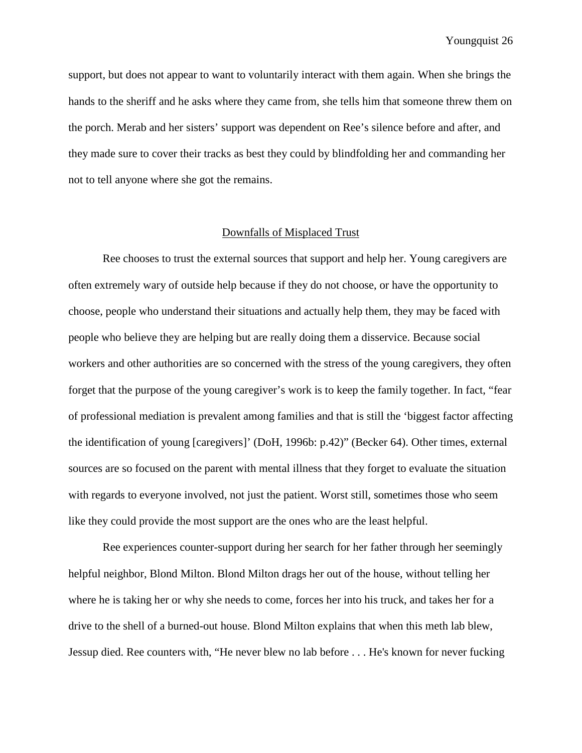support, but does not appear to want to voluntarily interact with them again. When she brings the hands to the sheriff and he asks where they came from, she tells him that someone threw them on the porch. Merab and her sisters' support was dependent on Ree's silence before and after, and they made sure to cover their tracks as best they could by blindfolding her and commanding her not to tell anyone where she got the remains.

## Downfalls of Misplaced Trust

Ree chooses to trust the external sources that support and help her. Young caregivers are often extremely wary of outside help because if they do not choose, or have the opportunity to choose, people who understand their situations and actually help them, they may be faced with people who believe they are helping but are really doing them a disservice. Because social workers and other authorities are so concerned with the stress of the young caregivers, they often forget that the purpose of the young caregiver's work is to keep the family together. In fact, "fear of professional mediation is prevalent among families and that is still the 'biggest factor affecting the identification of young [caregivers]' (DoH, 1996b: p.42)" (Becker 64). Other times, external sources are so focused on the parent with mental illness that they forget to evaluate the situation with regards to everyone involved, not just the patient. Worst still, sometimes those who seem like they could provide the most support are the ones who are the least helpful.

Ree experiences counter-support during her search for her father through her seemingly helpful neighbor, Blond Milton. Blond Milton drags her out of the house, without telling her where he is taking her or why she needs to come, forces her into his truck, and takes her for a drive to the shell of a burned-out house. Blond Milton explains that when this meth lab blew, Jessup died. Ree counters with, "He never blew no lab before . . . He's known for never fucking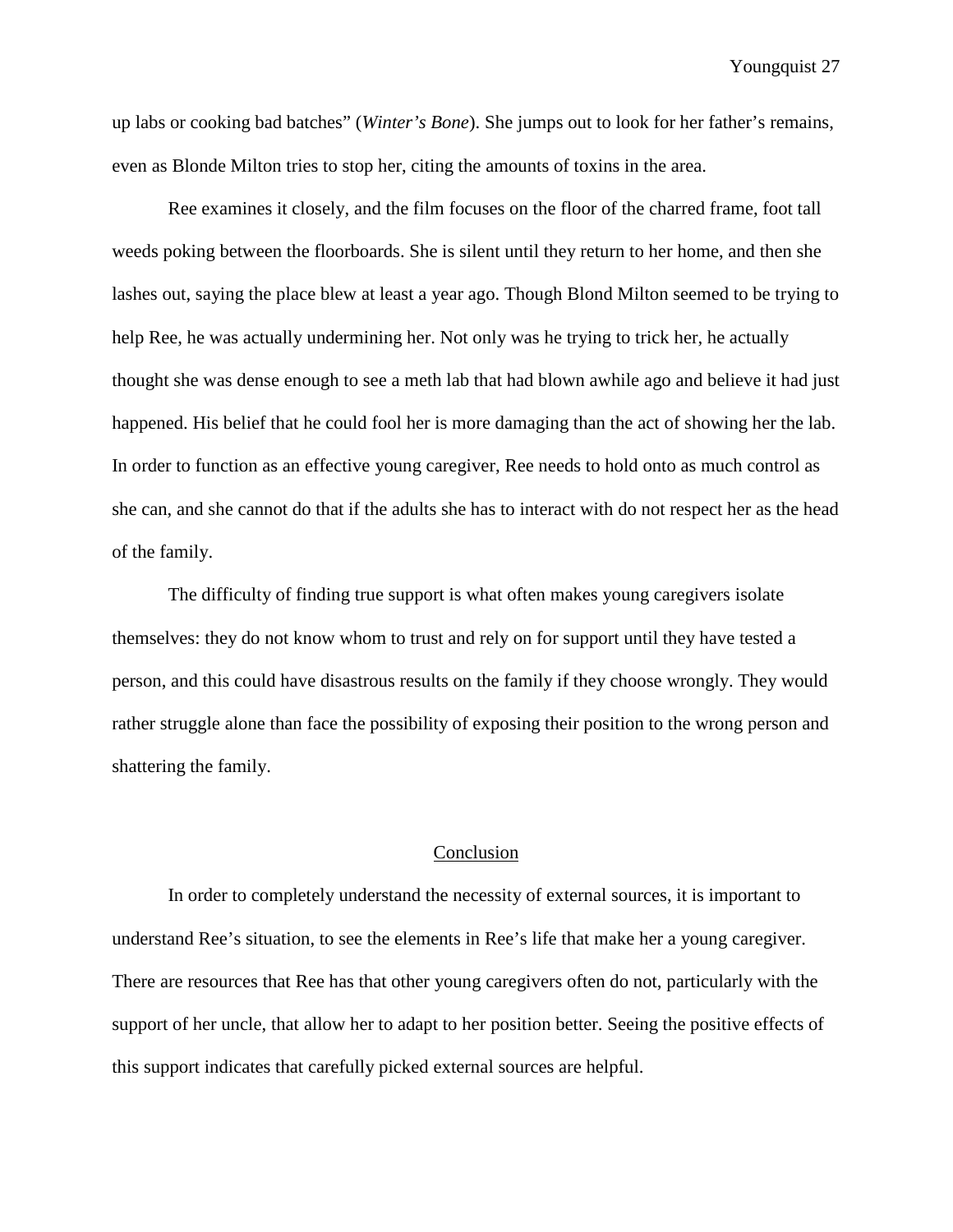up labs or cooking bad batches" (*Winter's Bone*). She jumps out to look for her father's remains, even as Blonde Milton tries to stop her, citing the amounts of toxins in the area.

Ree examines it closely, and the film focuses on the floor of the charred frame, foot tall weeds poking between the floorboards. She is silent until they return to her home, and then she lashes out, saying the place blew at least a year ago. Though Blond Milton seemed to be trying to help Ree, he was actually undermining her. Not only was he trying to trick her, he actually thought she was dense enough to see a meth lab that had blown awhile ago and believe it had just happened. His belief that he could fool her is more damaging than the act of showing her the lab. In order to function as an effective young caregiver, Ree needs to hold onto as much control as she can, and she cannot do that if the adults she has to interact with do not respect her as the head of the family.

The difficulty of finding true support is what often makes young caregivers isolate themselves: they do not know whom to trust and rely on for support until they have tested a person, and this could have disastrous results on the family if they choose wrongly. They would rather struggle alone than face the possibility of exposing their position to the wrong person and shattering the family.

## Conclusion

In order to completely understand the necessity of external sources, it is important to understand Ree's situation, to see the elements in Ree's life that make her a young caregiver. There are resources that Ree has that other young caregivers often do not, particularly with the support of her uncle, that allow her to adapt to her position better. Seeing the positive effects of this support indicates that carefully picked external sources are helpful.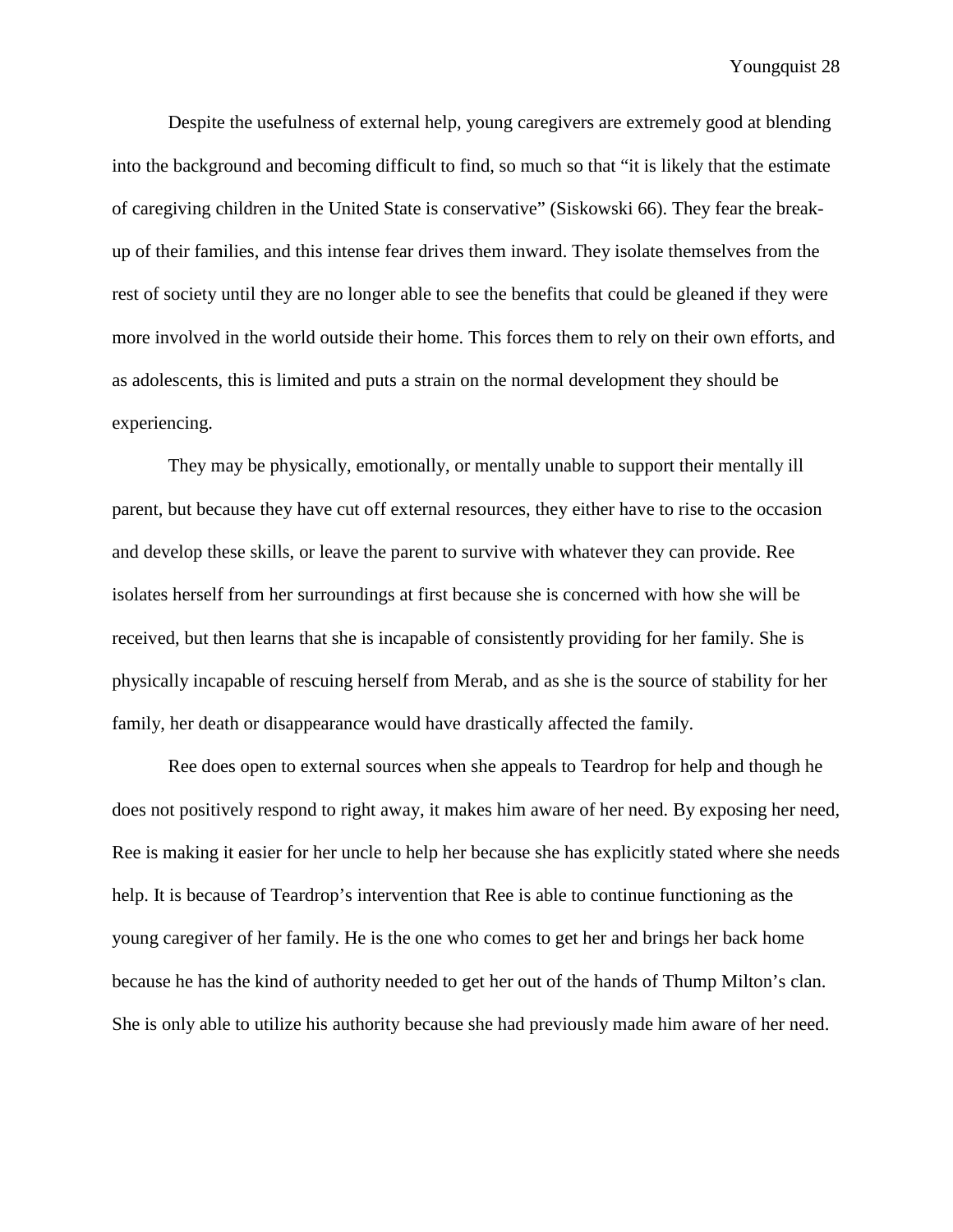Despite the usefulness of external help, young caregivers are extremely good at blending into the background and becoming difficult to find, so much so that "it is likely that the estimate of caregiving children in the United State is conservative" (Siskowski 66). They fear the break-up of their families, and this intense fear drives them inward. They isolate themselves from the rest of society until they are no longer able to see the benefits that could be gleaned if they were more involved in the world outside their home. This forces them to rely on their own efforts, and as adolescents, this is limited and puts a strain on the normal development they should be experiencing.

They may be physically, emotionally, or mentally unable to support their mentally ill parent, but because they have cut off external resources, they either have to rise to the occasion and develop these skills, or leave the parent to survive with whatever they can provide. Ree isolates herself from her surroundings at first because she is concerned with how she will be received, but then learns that she is incapable of consistently providing for her family. She is physically incapable of rescuing herself from Merab, and as she is the source of stability for her family, her death or disappearance would have drastically affected the family.

Ree does open to external sources when she appeals to Teardrop for help and though he does not positively respond to right away, it makes him aware of her need. By exposing her need, Ree is making it easier for her uncle to help her because she has explicitly stated where she needs help. It is because of Teardrop's intervention that Ree is able to continue functioning as the young caregiver of her family. He is the one who comes to get her and brings her back home because he has the kind of authority needed to get her out of the hands of Thump Milton's clan. She is only able to utilize his authority because she had previously made him aware of her need.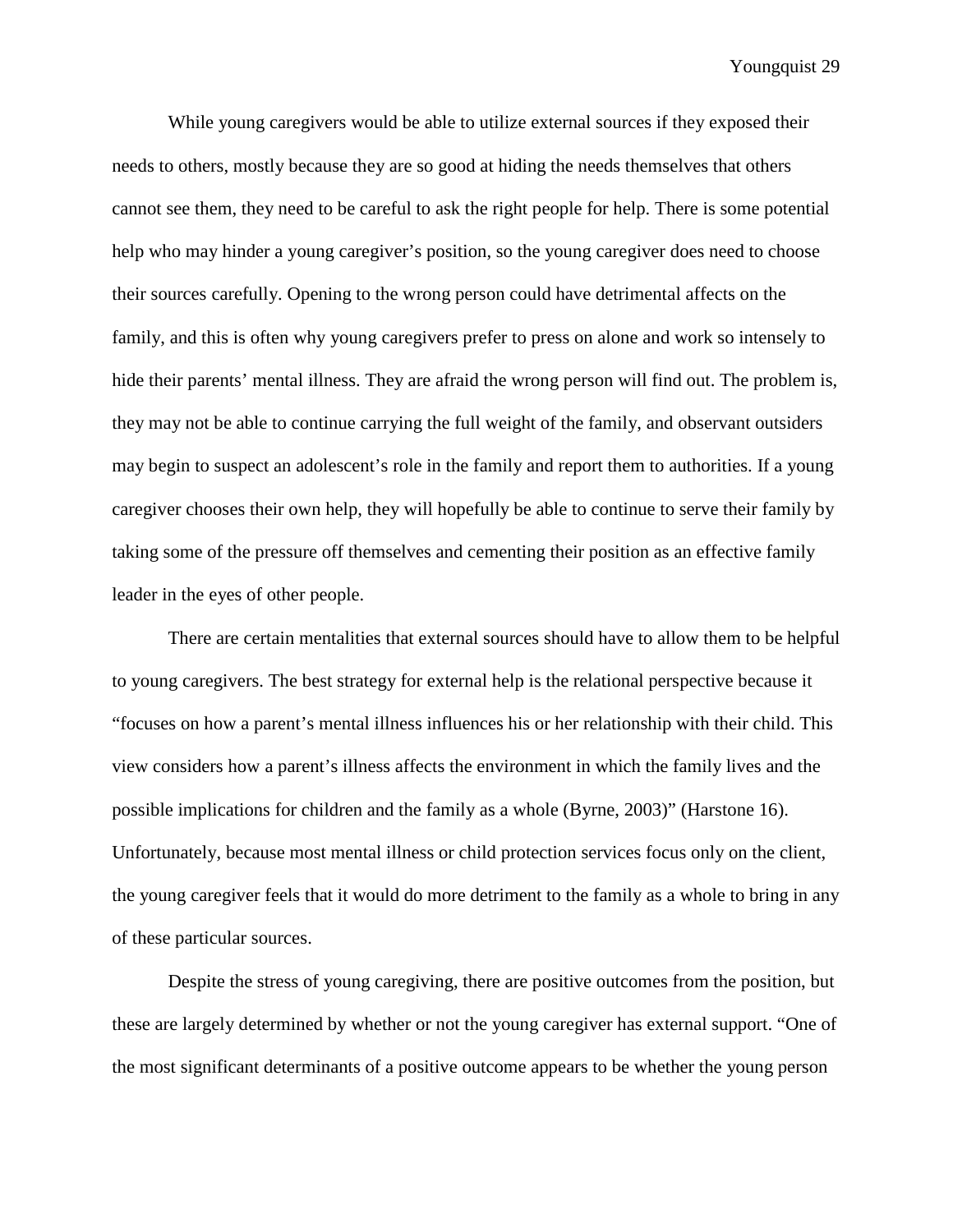While young caregivers would be able to utilize external sources if they exposed their needs to others, mostly because they are so good at hiding the needs themselves that others cannot see them, they need to be careful to ask the right people for help. There is some potential help who may hinder a young caregiver's position, so the young caregiver does need to choose their sources carefully. Opening to the wrong person could have detrimental affects on the family, and this is often why young caregivers prefer to press on alone and work so intensely to hide their parents' mental illness. They are afraid the wrong person will find out. The problem is, they may not be able to continue carrying the full weight of the family, and observant outsiders may begin to suspect an adolescent's role in the family and report them to authorities. If a young caregiver chooses their own help, they will hopefully be able to continue to serve their family by taking some of the pressure off themselves and cementing their position as an effective family leader in the eyes of other people.

There are certain mentalities that external sources should have to allow them to be helpful to young caregivers. The best strategy for external help is the relational perspective because it "focuses on how a parent's mental illness influences his or her relationship with their child. This view considers how a parent's illness affects the environment in which the family lives and the possible implications for children and the family as a whole (Byrne, 2003)" (Harstone 16). Unfortunately, because most mental illness or child protection services focus only on the client, the young caregiver feels that it would do more detriment to the family as a whole to bring in any of these particular sources.

Despite the stress of young caregiving, there are positive outcomes from the position, but these are largely determined by whether or not the young caregiver has external support. "One of the most significant determinants of a positive outcome appears to be whether the young person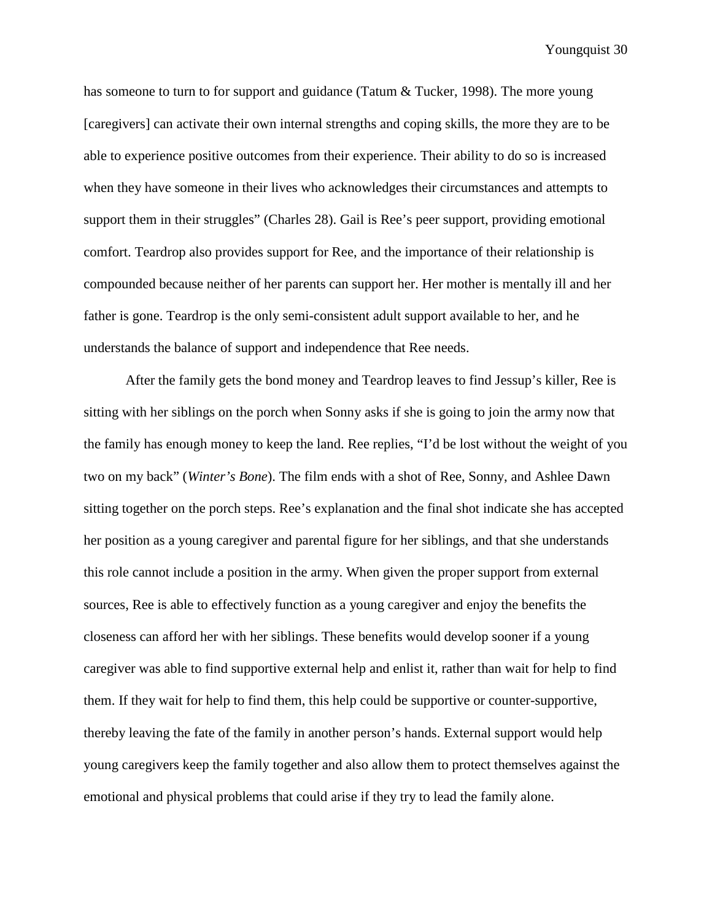has someone to turn to for support and guidance (Tatum & Tucker, 1998). The more young [caregivers] can activate their own internal strengths and coping skills, the more they are to be able to experience positive outcomes from their experience. Their ability to do so is increased when they have someone in their lives who acknowledges their circumstances and attempts to support them in their struggles" (Charles 28). Gail is Ree's peer support, providing emotional comfort. Teardrop also provides support for Ree, and the importance of their relationship is compounded because neither of her parents can support her. Her mother is mentally ill and her father is gone. Teardrop is the only semi-consistent adult support available to her, and he understands the balance of support and independence that Ree needs.

After the family gets the bond money and Teardrop leaves to find Jessup's killer, Ree is sitting with her siblings on the porch when Sonny asks if she is going to join the army now that the family has enough money to keep the land. Ree replies, "I'd be lost without the weight of you two on my back" (*Winter's Bone*). The film ends with a shot of Ree, Sonny, and Ashlee Dawn sitting together on the porch steps. Ree's explanation and the final shot indicate she has accepted her position as a young caregiver and parental figure for her siblings, and that she understands this role cannot include a position in the army. When given the proper support from external sources, Ree is able to effectively function as a young caregiver and enjoy the benefits the closeness can afford her with her siblings. These benefits would develop sooner if a young caregiver was able to find supportive external help and enlist it, rather than wait for help to find them. If they wait for help to find them, this help could be supportive or counter-supportive, thereby leaving the fate of the family in another person's hands. External support would help young caregivers keep the family together and also allow them to protect themselves against the emotional and physical problems that could arise if they try to lead the family alone.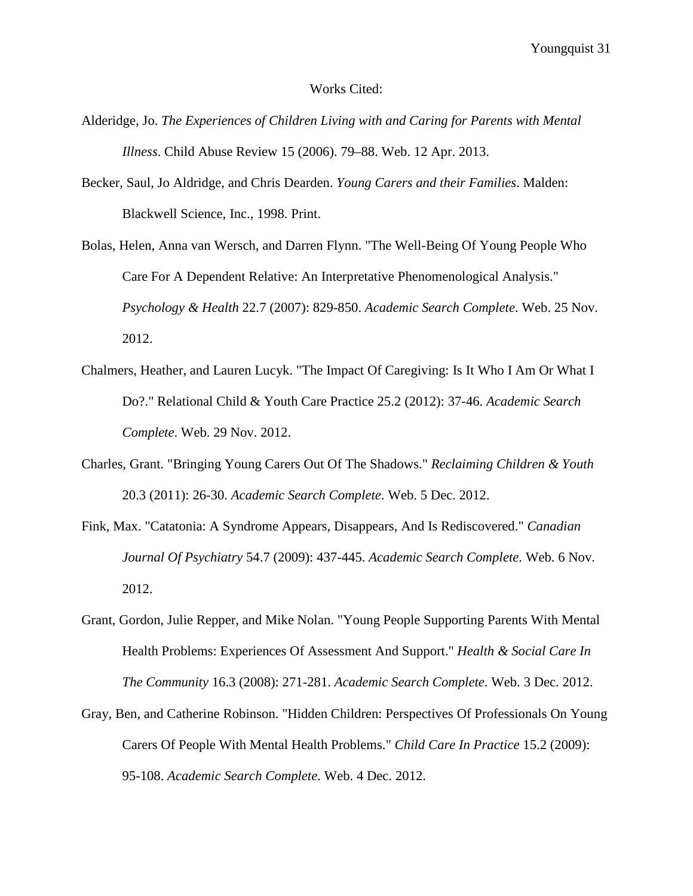# Works Cited:

Alderidge, Jo. *The Experiences of Children Living with and Caring for Parents with Mental Illness*. Child Abuse Review 15 (2006). 79–88. Web. 12 Apr. 2013.

Becker, Saul, Jo Aldridge, and Chris Dearden. *Young Carers and their Families*. Malden: Blackwell Science, Inc., 1998. Print.

Bolas, Helen, Anna van Wersch, and Darren Flynn. "The Well-Being Of Young People Who Care For A Dependent Relative: An Interpretative Phenomenological Analysis." *Psychology & Health* 22.7 (2007): 829-850. *Academic Search Complete*. Web. 25 Nov. 2012.

Chalmers, Heather, and Lauren Lucyk. "The Impact Of Caregiving: Is It Who I Am Or What I Do?." Relational Child & Youth Care Practice 25.2 (2012): 37-46. *Academic Search Complete*. Web. 29 Nov. 2012.

Charles, Grant. "Bringing Young Carers Out Of The Shadows." *Reclaiming Children & Youth* 20.3 (2011): 26-30. *Academic Search Complete*. Web. 5 Dec. 2012.

Fink, Max. "Catatonia: A Syndrome Appears, Disappears, And Is Rediscovered." *Canadian Journal Of Psychiatry* 54.7 (2009): 437-445. *Academic Search Complete*. Web. 6 Nov. 2012.

Grant, Gordon, Julie Repper, and Mike Nolan. "Young People Supporting Parents With Mental Health Problems: Experiences Of Assessment And Support." *Health & Social Care In The Community* 16.3 (2008): 271-281. *Academic Search Complete*. Web. 3 Dec. 2012.

Gray, Ben, and Catherine Robinson. "Hidden Children: Perspectives Of Professionals On Young Carers Of People With Mental Health Problems." *Child Care In Practice* 15.2 (2009): 95-108. *Academic Search Complete*. Web. 4 Dec. 2012.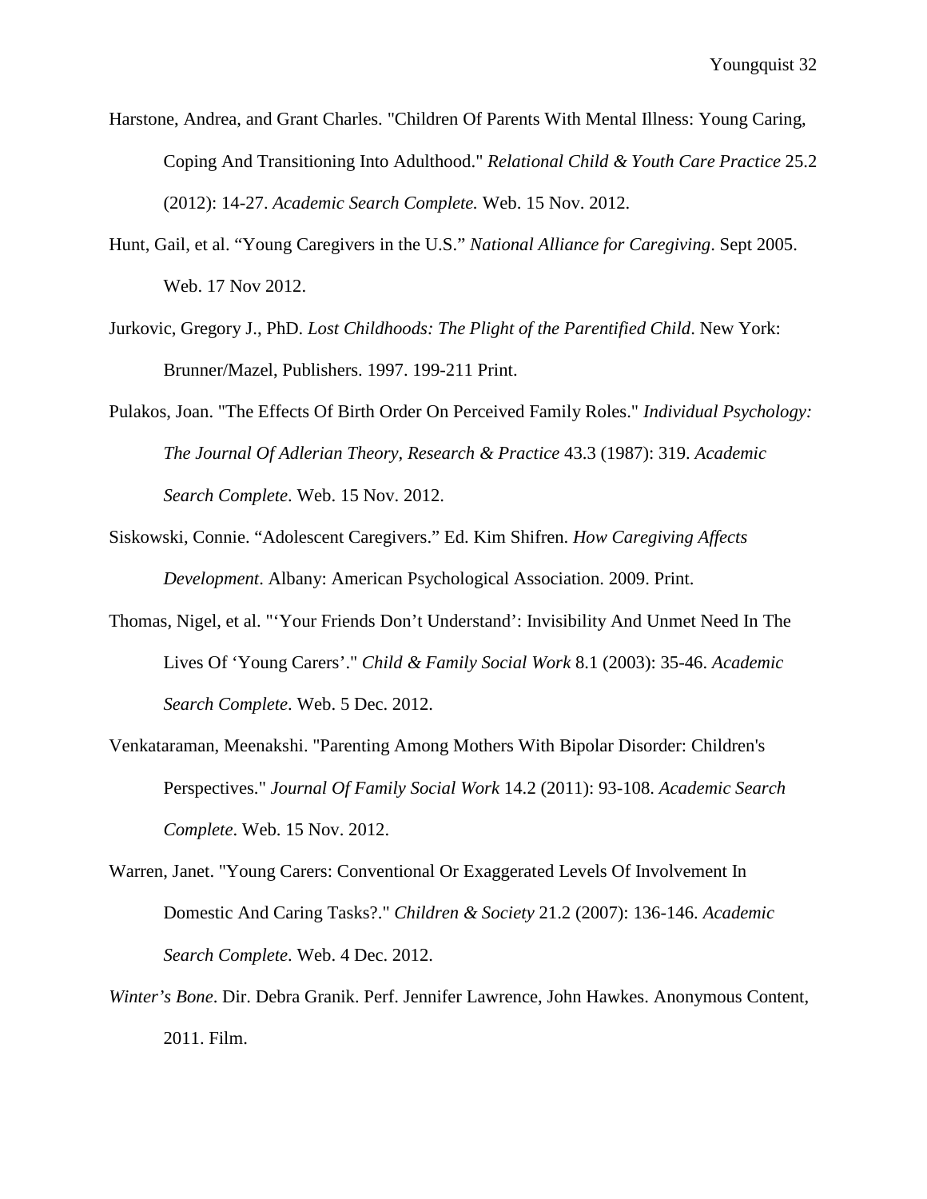Harstone, Andrea, and Grant Charles. "Children Of Parents With Mental Illness: Young Caring, Coping And Transitioning Into Adulthood." *Relational Child & Youth Care Practice* 25.2 (2012): 14-27. *Academic Search Complete.* Web. 15 Nov. 2012.

Hunt, Gail, et al. "Young Caregivers in the U.S." *National Alliance for Caregiving*. Sept 2005. Web. 17 Nov 2012.

Jurkovic, Gregory J., PhD. *Lost Childhoods: The Plight of the Parentified Child*. New York: Brunner/Mazel, Publishers. 1997. 199-211 Print.

Pulakos, Joan. "The Effects Of Birth Order On Perceived Family Roles." *Individual Psychology: The Journal Of Adlerian Theory, Research & Practice* 43.3 (1987): 319. *Academic Search Complete*. Web. 15 Nov. 2012.

Siskowski, Connie. "Adolescent Caregivers." Ed. Kim Shifren. *How Caregiving Affects Development*. Albany: American Psychological Association. 2009. Print.

Thomas, Nigel, et al. "'Your Friends Don't Understand': Invisibility And Unmet Need In The Lives Of 'Young Carers'." *Child & Family Social Work* 8.1 (2003): 35-46. *Academic Search Complete*. Web. 5 Dec. 2012.

Venkataraman, Meenakshi. "Parenting Among Mothers With Bipolar Disorder: Children's Perspectives." *Journal Of Family Social Work* 14.2 (2011): 93-108. *Academic Search Complete*. Web. 15 Nov. 2012.

Warren, Janet. "Young Carers: Conventional Or Exaggerated Levels Of Involvement In Domestic And Caring Tasks?." *Children & Society* 21.2 (2007): 136-146. *Academic Search Complete*. Web. 4 Dec. 2012.

*Winter's Bone*. Dir. Debra Granik. Perf. Jennifer Lawrence, John Hawkes. Anonymous Content, 2011. Film.